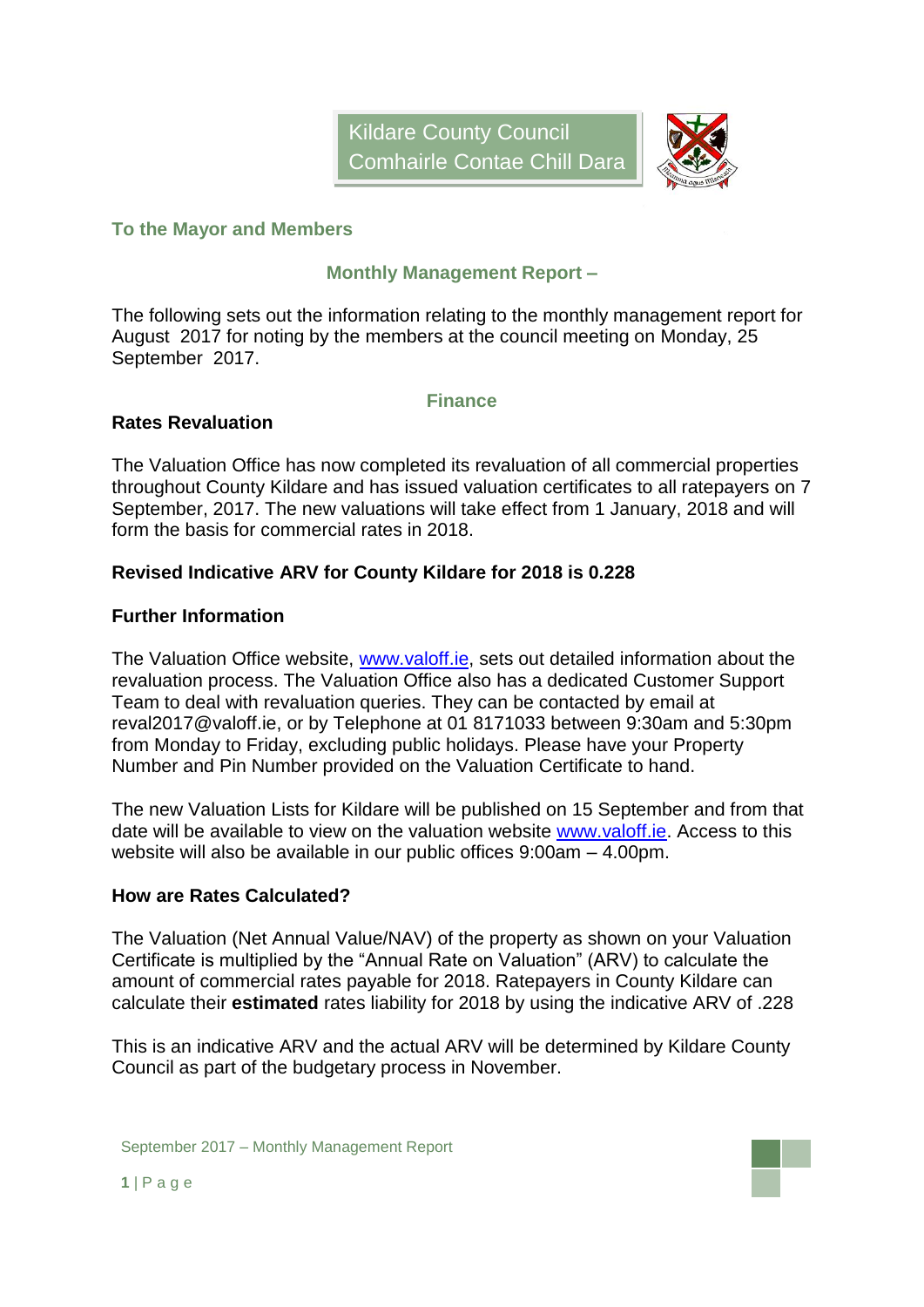Kildare County Council
Comhairle Contae Chill Dara

**To the Mayor and Members**

## Monthly Management Report –

The following sets out the information relating to the monthly management report for August 2017 for noting by the members at the council meeting on Monday, 25 September 2017.

## Finance

### Rates Revaluation

The Valuation Office has now completed its revaluation of all commercial properties throughout County Kildare and has issued valuation certificates to all ratepayers on 7 September, 2017. The new valuations will take effect from 1 January, 2018 and will form the basis for commercial rates in 2018.

### Revised Indicative ARV for County Kildare for 2018 is 0.228

### Further Information

The Valuation Office website, www.valoff.ie, sets out detailed information about the revaluation process. The Valuation Office also has a dedicated Customer Support Team to deal with revaluation queries. They can be contacted by email at reval2017@valoff.ie, or by Telephone at 01 8171033 between 9:30am and 5:30pm from Monday to Friday, excluding public holidays. Please have your Property Number and Pin Number provided on the Valuation Certificate to hand.

The new Valuation Lists for Kildare will be published on 15 September and from that date will be available to view on the valuation website www.valoff.ie. Access to this website will also be available in our public offices 9:00am – 4.00pm.

### How are Rates Calculated?

The Valuation (Net Annual Value/NAV) of the property as shown on your Valuation Certificate is multiplied by the "Annual Rate on Valuation" (ARV) to calculate the amount of commercial rates payable for 2018. Ratepayers in County Kildare can calculate their **estimated** rates liability for 2018 by using the indicative ARV of .228

This is an indicative ARV and the actual ARV will be determined by Kildare County Council as part of the budgetary process in November.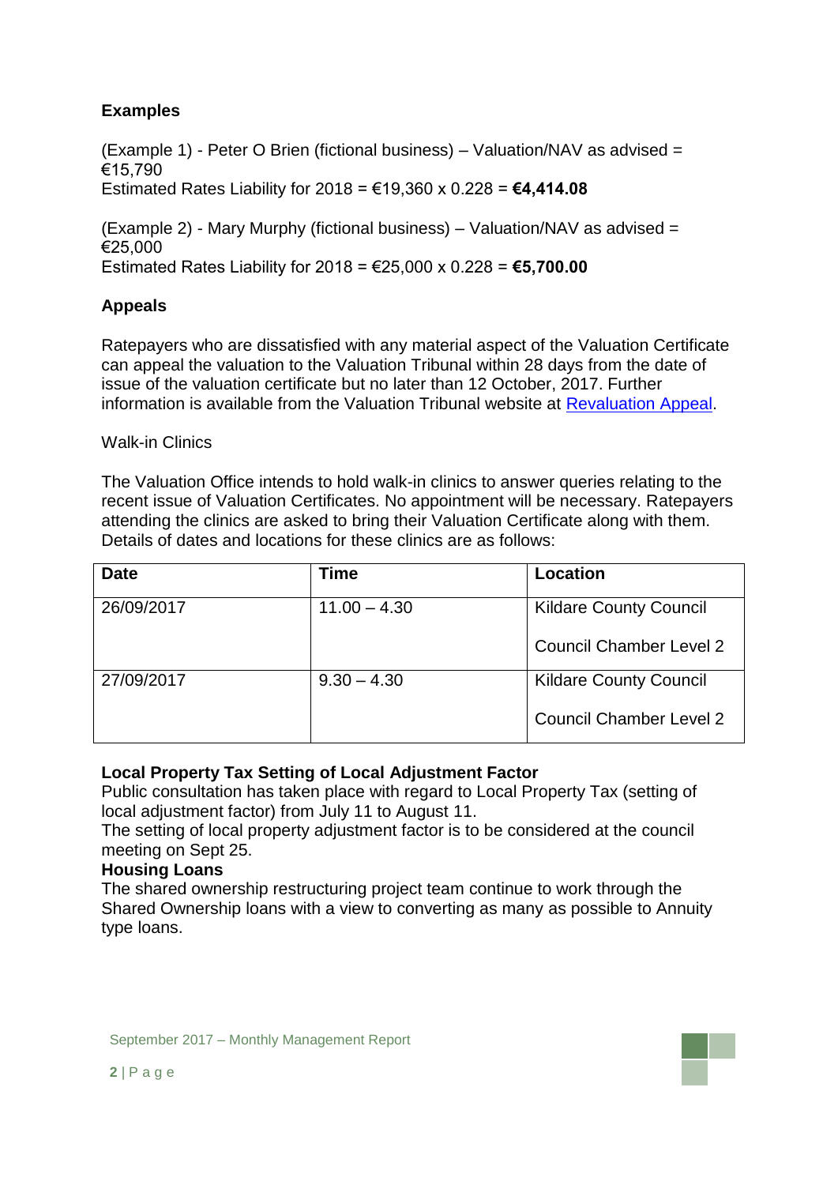**Examples**

(Example 1) - Peter O Brien (fictional business) – Valuation/NAV as advised = €15,790
Estimated Rates Liability for 2018 = €19,360 x 0.228 = **€4,414.08**

(Example 2) - Mary Murphy (fictional business) – Valuation/NAV as advised = €25,000
Estimated Rates Liability for 2018 = €25,000 x 0.228 = **€5,700.00**

**Appeals**

Ratepayers who are dissatisfied with any material aspect of the Valuation Certificate can appeal the valuation to the Valuation Tribunal within 28 days from the date of issue of the valuation certificate but no later than 12 October, 2017. Further information is available from the Valuation Tribunal website at Revaluation Appeal.

Walk-in Clinics

The Valuation Office intends to hold walk-in clinics to answer queries relating to the recent issue of Valuation Certificates. No appointment will be necessary. Ratepayers attending the clinics are asked to bring their Valuation Certificate along with them. Details of dates and locations for these clinics are as follows:

| Date | Time | Location |
|---|---|---|
| 26/09/2017 | 11.00 – 4.30 | Kildare County Council<br><br>Council Chamber Level 2 |
| 27/09/2017 | 9.30 – 4.30 | Kildare County Council<br><br>Council Chamber Level 2 |

**Local Property Tax Setting of Local Adjustment Factor**
Public consultation has taken place with regard to Local Property Tax (setting of local adjustment factor) from July 11 to August 11.
The setting of local property adjustment factor is to be considered at the council meeting on Sept 25.

**Housing Loans**
The shared ownership restructuring project team continue to work through the Shared Ownership loans with a view to converting as many as possible to Annuity type loans.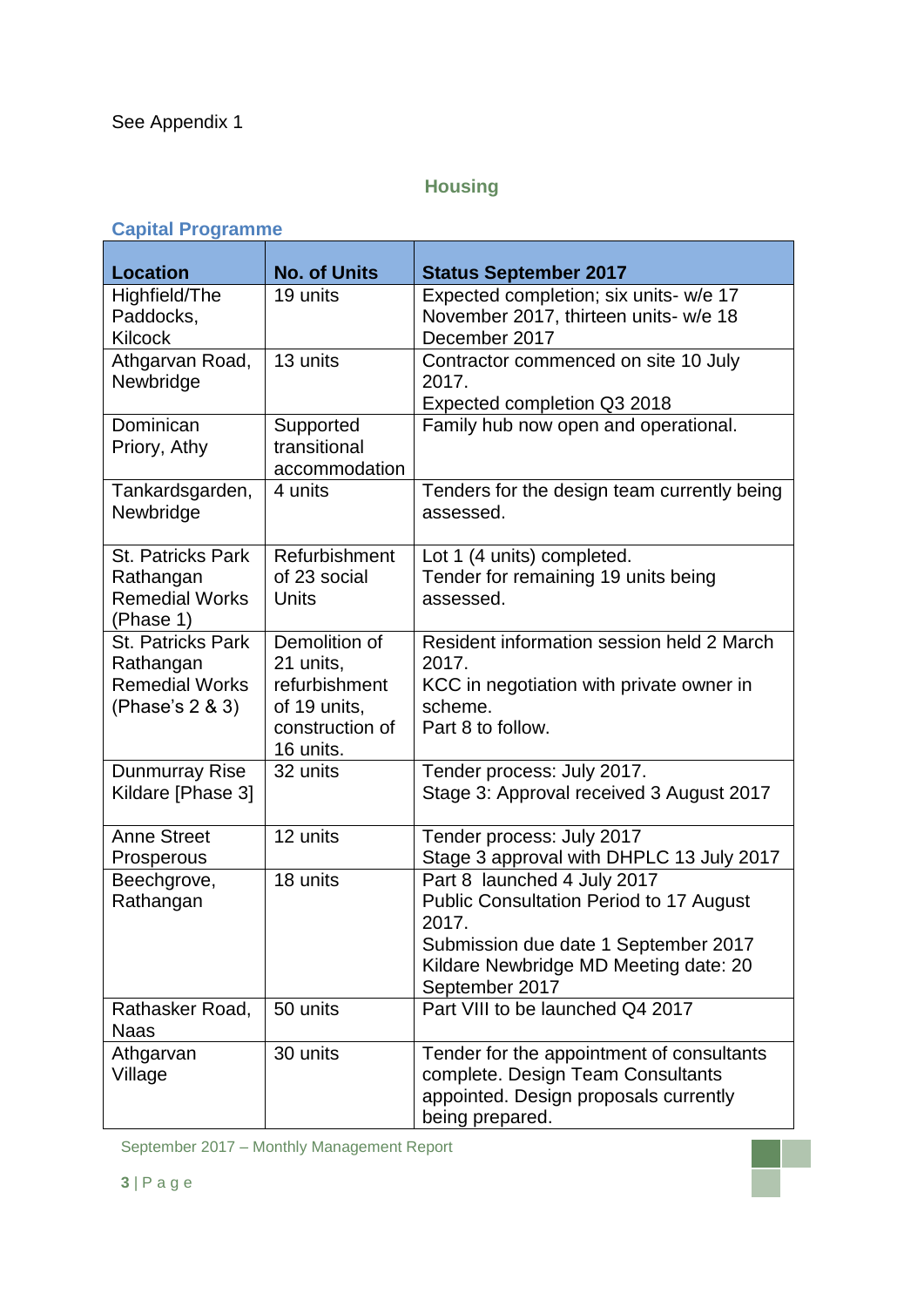See Appendix 1

## Housing

### Capital Programme

| Location | No. of Units | Status September 2017 |
|---|---|---|
| Highfield/The Paddocks, Kilcock | 19 units | Expected completion; six units- w/e 17 November 2017, thirteen units- w/e 18 December 2017 |
| Athgarvan Road, Newbridge | 13 units | Contractor commenced on site 10 July 2017.<br>Expected completion Q3 2018 |
| Dominican Priory, Athy | Supported transitional accommodation | Family hub now open and operational. |
| Tankardsgarden, Newbridge | 4 units | Tenders for the design team currently being assessed. |
| St. Patricks Park Rathangan Remedial Works (Phase 1) | Refurbishment of 23 social Units | Lot 1 (4 units) completed.<br>Tender for remaining 19 units being assessed. |
| St. Patricks Park Rathangan Remedial Works (Phase's 2 & 3) | Demolition of 21 units, refurbishment of 19 units, construction of 16 units. | Resident information session held 2 March 2017.<br>KCC in negotiation with private owner in scheme.<br>Part 8 to follow. |
| Dunmurray Rise Kildare [Phase 3] | 32 units | Tender process: July 2017.<br>Stage 3: Approval received 3 August 2017 |
| Anne Street Prosperous | 12 units | Tender process: July 2017<br>Stage 3 approval with DHPLC 13 July 2017 |
| Beechgrove, Rathangan | 18 units | Part 8 launched 4 July 2017<br>Public Consultation Period to 17 August 2017.<br>Submission due date 1 September 2017<br>Kildare Newbridge MD Meeting date: 20 September 2017 |
| Rathasker Road, Naas | 50 units | Part VIII to be launched Q4 2017 |
| Athgarvan Village | 30 units | Tender for the appointment of consultants complete. Design Team Consultants appointed. Design proposals currently being prepared. |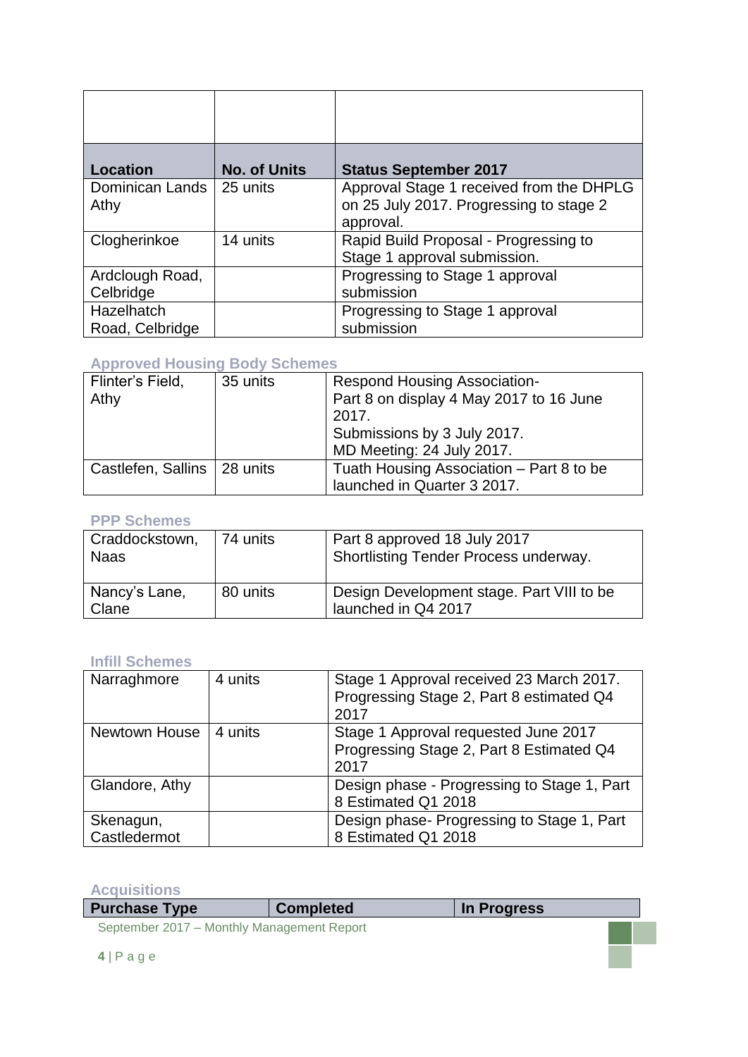| | | |
|---|---|---|
| **Location** | **No. of Units** | **Status September 2017** |
| Dominican Lands Athy | 25 units | Approval Stage 1 received from the DHPLG on 25 July 2017. Progressing to stage 2 approval. |
| Clogherinkoe | 14 units | Rapid Build Proposal - Progressing to Stage 1 approval submission. |
| Ardclough Road, Celbridge | | Progressing to Stage 1 approval submission |
| Hazelhatch Road, Celbridge | | Progressing to Stage 1 approval submission |

### Approved Housing Body Schemes

| | | |
|---|---|---|
| Flinter's Field, Athy | 35 units | Respond Housing Association-<br>Part 8 on display 4 May 2017 to 16 June 2017.<br>Submissions by 3 July 2017.<br>MD Meeting: 24 July 2017. |
| Castlefen, Sallins | 28 units | Tuath Housing Association – Part 8 to be launched in Quarter 3 2017. |

### PPP Schemes

| | | |
|---|---|---|
| Craddockstown, Naas | 74 units | Part 8 approved 18 July 2017<br>Shortlisting Tender Process underway. |
| Nancy's Lane, Clane | 80 units | Design Development stage. Part VIII to be launched in Q4 2017 |

### Infill Schemes

| | | |
|---|---|---|
| Narraghmore | 4 units | Stage 1 Approval received 23 March 2017. Progressing Stage 2, Part 8 estimated Q4 2017 |
| Newtown House | 4 units | Stage 1 Approval requested June 2017 Progressing Stage 2, Part 8 Estimated Q4 2017 |
| Glandore, Athy | | Design phase - Progressing to Stage 1, Part 8 Estimated Q1 2018 |
| Skenagun, Castledermot | | Design phase- Progressing to Stage 1, Part 8 Estimated Q1 2018 |

### Acquisitions

| Purchase Type | Completed | In Progress |
|---|---|---|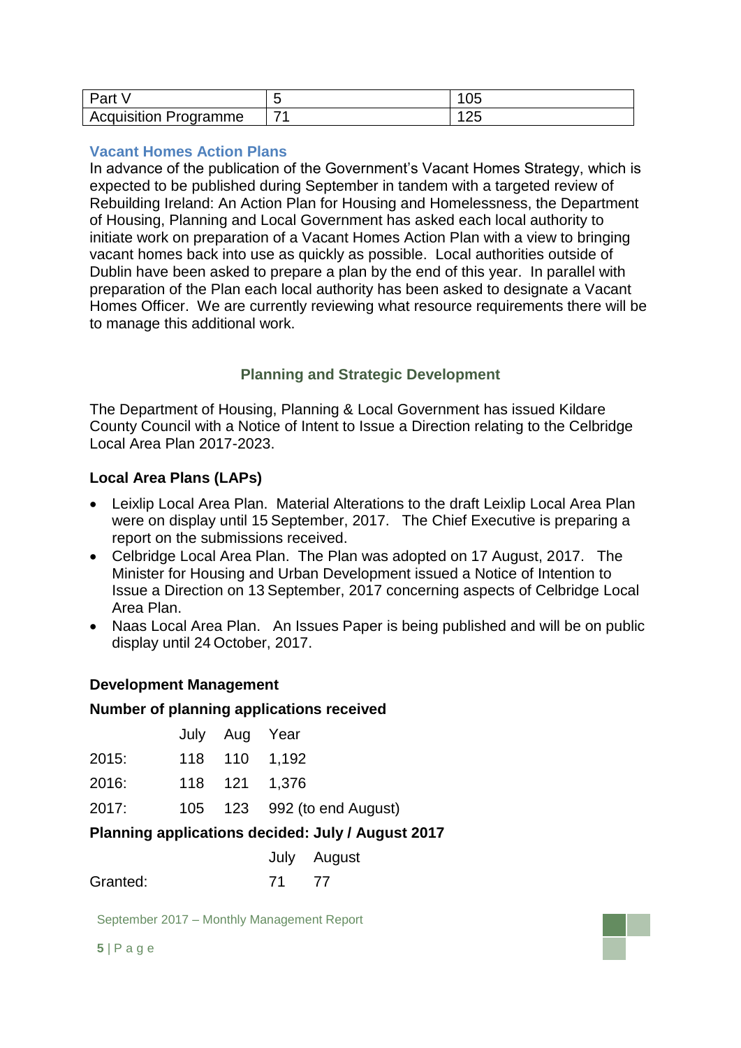| Part V | 5 | 105 |
|---|---|---|
| Acquisition Programme | 71 | 125 |

### Vacant Homes Action Plans

In advance of the publication of the Government's Vacant Homes Strategy, which is expected to be published during September in tandem with a targeted review of Rebuilding Ireland: An Action Plan for Housing and Homelessness, the Department of Housing, Planning and Local Government has asked each local authority to initiate work on preparation of a Vacant Homes Action Plan with a view to bringing vacant homes back into use as quickly as possible. Local authorities outside of Dublin have been asked to prepare a plan by the end of this year. In parallel with preparation of the Plan each local authority has been asked to designate a Vacant Homes Officer. We are currently reviewing what resource requirements there will be to manage this additional work.

## Planning and Strategic Development

The Department of Housing, Planning & Local Government has issued Kildare County Council with a Notice of Intent to Issue a Direction relating to the Celbridge Local Area Plan 2017-2023.

### Local Area Plans (LAPs)

- Leixlip Local Area Plan. Material Alterations to the draft Leixlip Local Area Plan were on display until 15 September, 2017. The Chief Executive is preparing a report on the submissions received.
- Celbridge Local Area Plan. The Plan was adopted on 17 August, 2017. The Minister for Housing and Urban Development issued a Notice of Intention to Issue a Direction on 13 September, 2017 concerning aspects of Celbridge Local Area Plan.
- Naas Local Area Plan. An Issues Paper is being published and will be on public display until 24 October, 2017.

### Development Management

**Number of planning applications received**

| | July | Aug | Year |
|---|---|---|---|
| 2015: | 118 | 110 | 1,192 |
| 2016: | 118 | 121 | 1,376 |
| 2017: | 105 | 123 | 992 (to end August) |

**Planning applications decided: July / August 2017**

| | July | August |
|---|---|---|
| Granted: | 71 | 77 |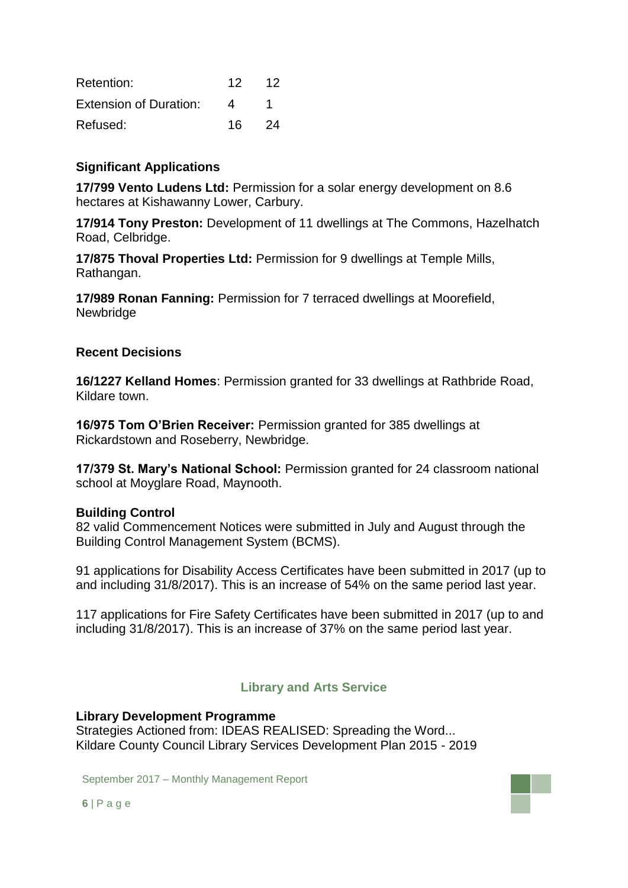| | | |
|---|---|---|
| Retention: | 12 | 12 |
| Extension of Duration: | 4 | 1 |
| Refused: | 16 | 24 |

**Significant Applications**

**17/799 Vento Ludens Ltd:** Permission for a solar energy development on 8.6 hectares at Kishawanny Lower, Carbury.

**17/914 Tony Preston:** Development of 11 dwellings at The Commons, Hazelhatch Road, Celbridge.

**17/875 Thoval Properties Ltd:** Permission for 9 dwellings at Temple Mills, Rathangan.

**17/989 Ronan Fanning:** Permission for 7 terraced dwellings at Moorefield, Newbridge

**Recent Decisions**

**16/1227 Kelland Homes**: Permission granted for 33 dwellings at Rathbride Road, Kildare town.

**16/975 Tom O'Brien Receiver:** Permission granted for 385 dwellings at Rickardstown and Roseberry, Newbridge.

**17/379 St. Mary's National School:** Permission granted for 24 classroom national school at Moyglare Road, Maynooth.

**Building Control**

82 valid Commencement Notices were submitted in July and August through the Building Control Management System (BCMS).

91 applications for Disability Access Certificates have been submitted in 2017 (up to and including 31/8/2017). This is an increase of 54% on the same period last year.

117 applications for Fire Safety Certificates have been submitted in 2017 (up to and including 31/8/2017). This is an increase of 37% on the same period last year.

## Library and Arts Service

**Library Development Programme**

Strategies Actioned from: IDEAS REALISED: Spreading the Word...
Kildare County Council Library Services Development Plan 2015 - 2019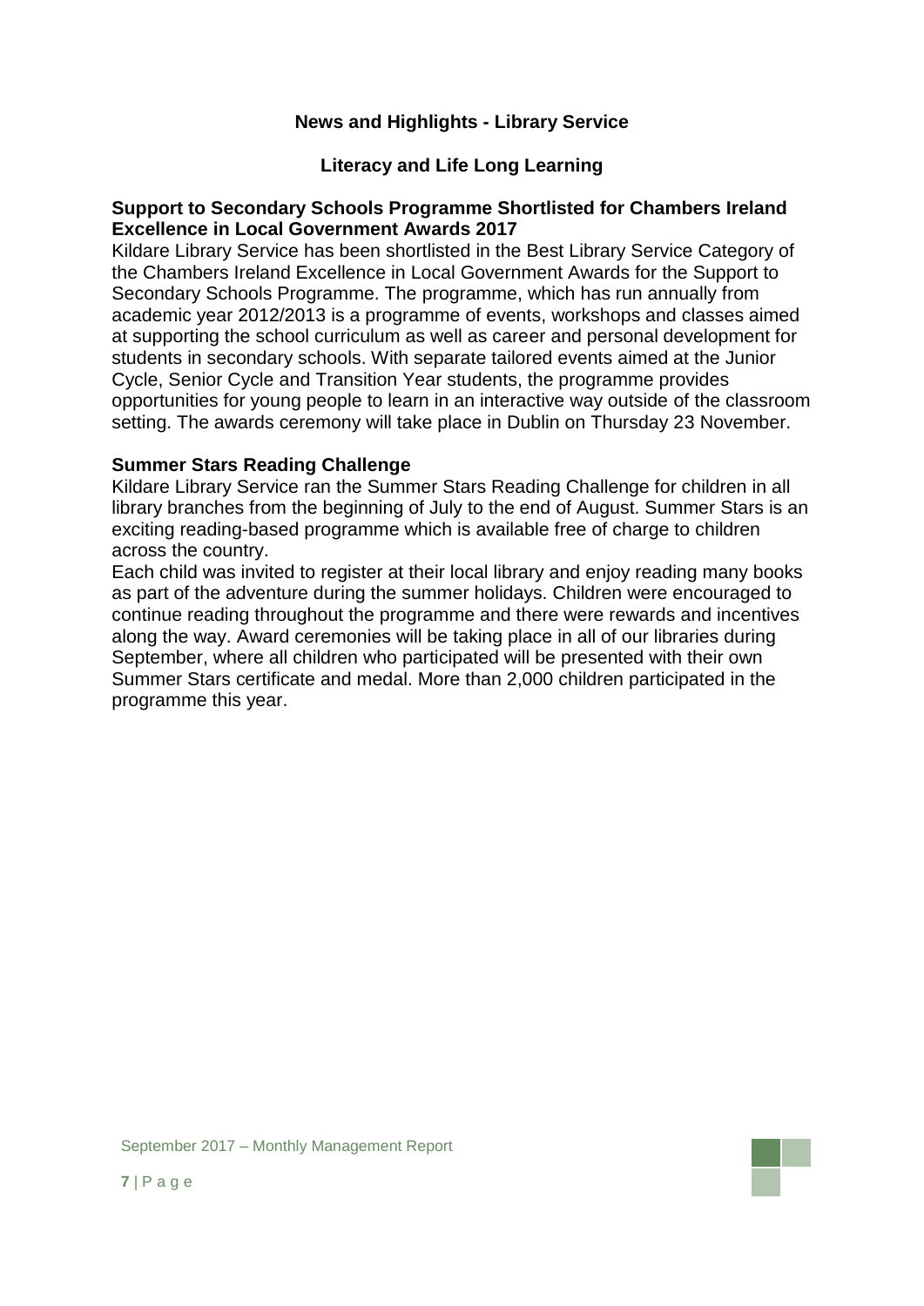## News and Highlights - Library Service

### Literacy and Life Long Learning

**Support to Secondary Schools Programme Shortlisted for Chambers Ireland Excellence in Local Government Awards 2017**

Kildare Library Service has been shortlisted in the Best Library Service Category of the Chambers Ireland Excellence in Local Government Awards for the Support to Secondary Schools Programme. The programme, which has run annually from academic year 2012/2013 is a programme of events, workshops and classes aimed at supporting the school curriculum as well as career and personal development for students in secondary schools. With separate tailored events aimed at the Junior Cycle, Senior Cycle and Transition Year students, the programme provides opportunities for young people to learn in an interactive way outside of the classroom setting. The awards ceremony will take place in Dublin on Thursday 23 November.

**Summer Stars Reading Challenge**

Kildare Library Service ran the Summer Stars Reading Challenge for children in all library branches from the beginning of July to the end of August. Summer Stars is an exciting reading-based programme which is available free of charge to children across the country.

Each child was invited to register at their local library and enjoy reading many books as part of the adventure during the summer holidays. Children were encouraged to continue reading throughout the programme and there were rewards and incentives along the way. Award ceremonies will be taking place in all of our libraries during September, where all children who participated will be presented with their own Summer Stars certificate and medal. More than 2,000 children participated in the programme this year.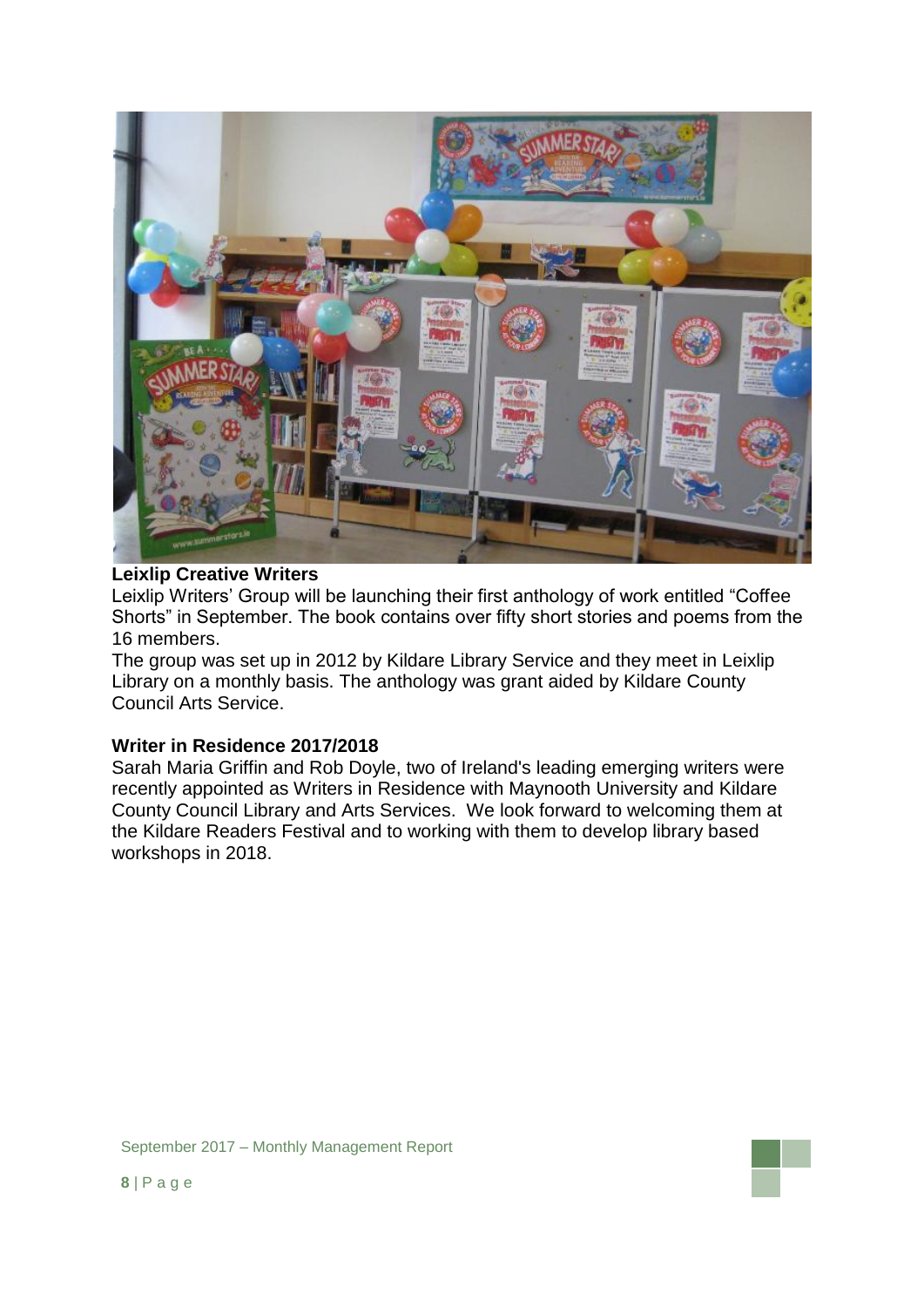### Leixlip Creative Writers

Leixlip Writers' Group will be launching their first anthology of work entitled "Coffee Shorts" in September. The book contains over fifty short stories and poems from the 16 members.

The group was set up in 2012 by Kildare Library Service and they meet in Leixlip Library on a monthly basis. The anthology was grant aided by Kildare County Council Arts Service.

### Writer in Residence 2017/2018

Sarah Maria Griffin and Rob Doyle, two of Ireland's leading emerging writers were recently appointed as Writers in Residence with Maynooth University and Kildare County Council Library and Arts Services. We look forward to welcoming them at the Kildare Readers Festival and to working with them to develop library based workshops in 2018.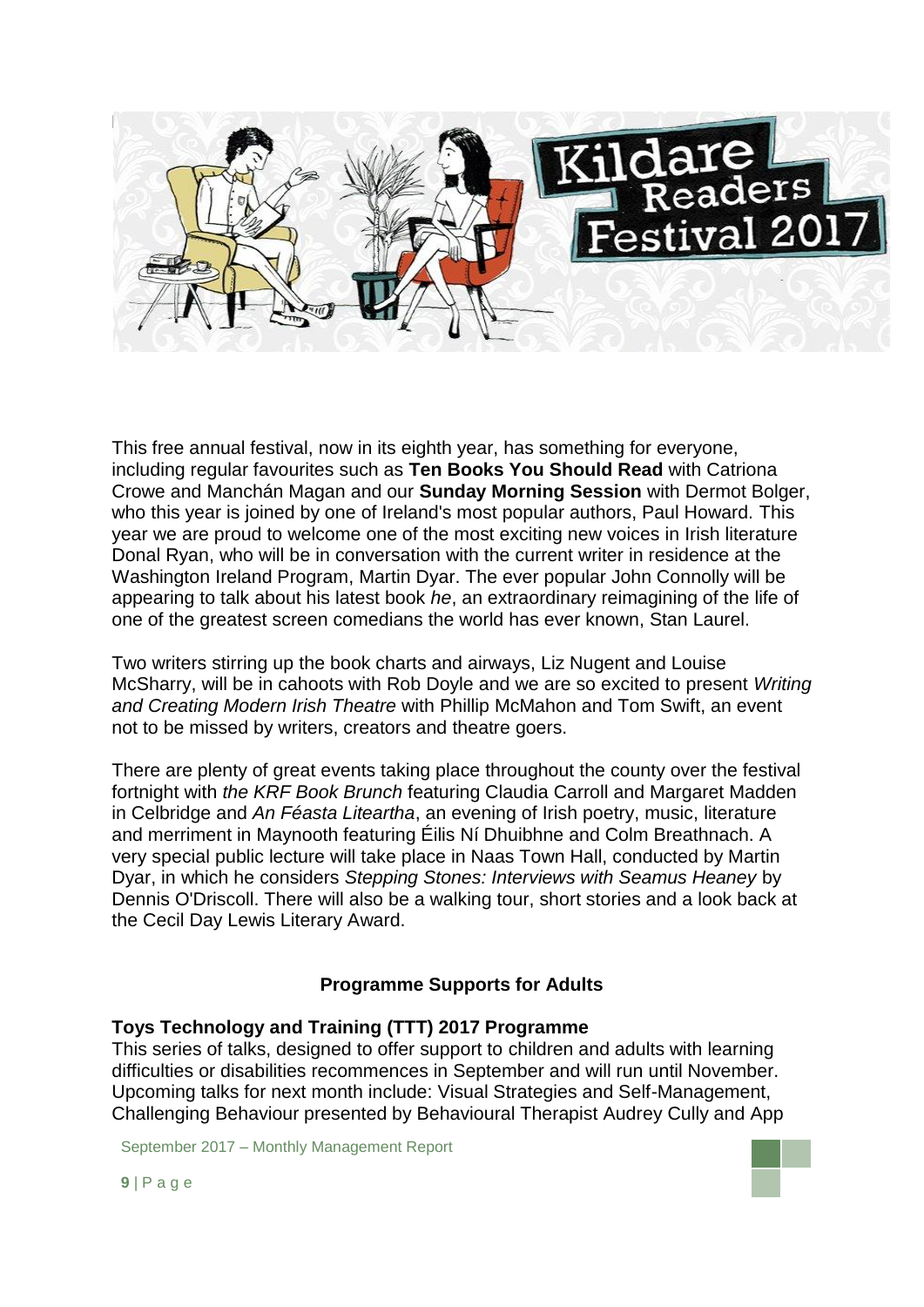This free annual festival, now in its eighth year, has something for everyone, including regular favourites such as **Ten Books You Should Read** with Catriona Crowe and Manchán Magan and our **Sunday Morning Session** with Dermot Bolger, who this year is joined by one of Ireland's most popular authors, Paul Howard. This year we are proud to welcome one of the most exciting new voices in Irish literature Donal Ryan, who will be in conversation with the current writer in residence at the Washington Ireland Program, Martin Dyar. The ever popular John Connolly will be appearing to talk about his latest book *he*, an extraordinary reimagining of the life of one of the greatest screen comedians the world has ever known, Stan Laurel.

Two writers stirring up the book charts and airways, Liz Nugent and Louise McSharry, will be in cahoots with Rob Doyle and we are so excited to present *Writing and Creating Modern Irish Theatre* with Phillip McMahon and Tom Swift, an event not to be missed by writers, creators and theatre goers.

There are plenty of great events taking place throughout the county over the festival fortnight with *the KRF Book Brunch* featuring Claudia Carroll and Margaret Madden in Celbridge and *An Féasta Liteartha*, an evening of Irish poetry, music, literature and merriment in Maynooth featuring Éilis Ní Dhuibhne and Colm Breathnach. A very special public lecture will take place in Naas Town Hall, conducted by Martin Dyar, in which he considers *Stepping Stones: Interviews with Seamus Heaney* by Dennis O'Driscoll. There will also be a walking tour, short stories and a look back at the Cecil Day Lewis Literary Award.

## Programme Supports for Adults

**Toys Technology and Training (TTT) 2017 Programme**

This series of talks, designed to offer support to children and adults with learning difficulties or disabilities recommences in September and will run until November. Upcoming talks for next month include: Visual Strategies and Self-Management, Challenging Behaviour presented by Behavioural Therapist Audrey Cully and App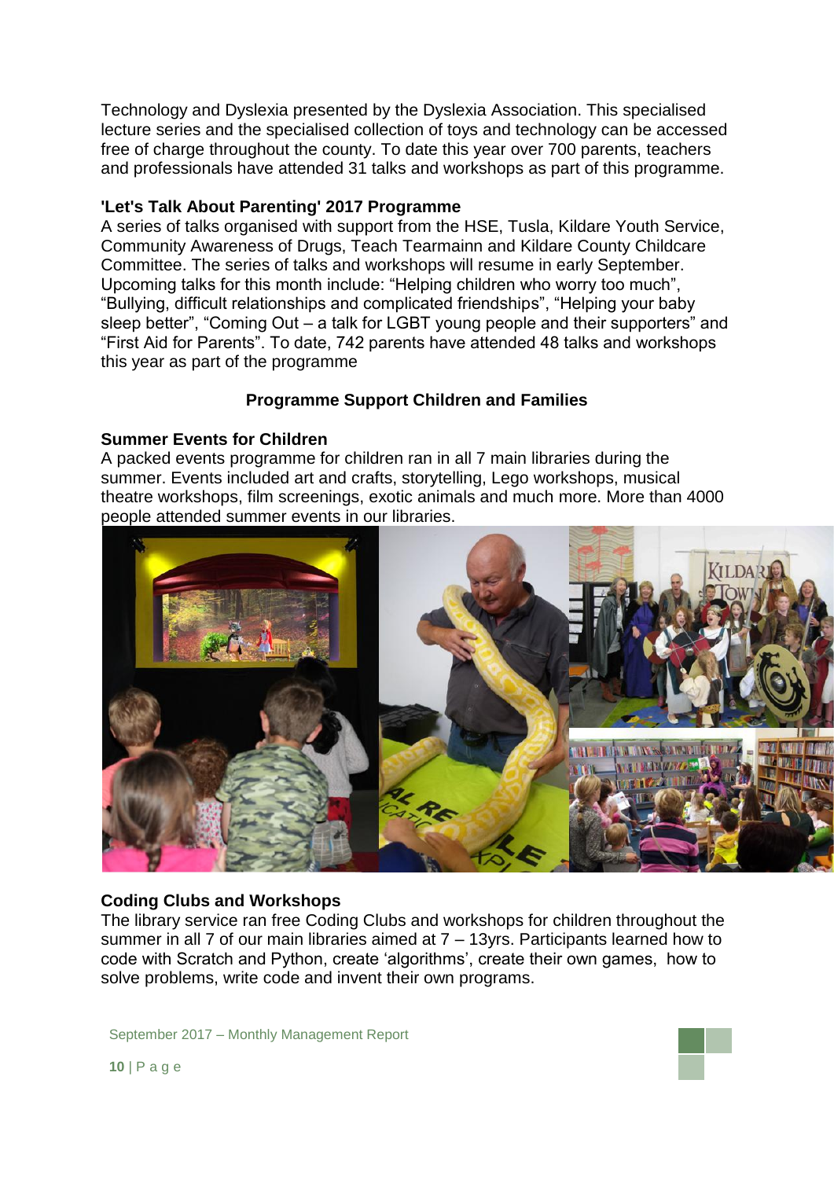Technology and Dyslexia presented by the Dyslexia Association. This specialised lecture series and the specialised collection of toys and technology can be accessed free of charge throughout the county. To date this year over 700 parents, teachers and professionals have attended 31 talks and workshops as part of this programme.

**'Let's Talk About Parenting' 2017 Programme**

A series of talks organised with support from the HSE, Tusla, Kildare Youth Service, Community Awareness of Drugs, Teach Tearmainn and Kildare County Childcare Committee. The series of talks and workshops will resume in early September. Upcoming talks for this month include: "Helping children who worry too much", "Bullying, difficult relationships and complicated friendships", "Helping your baby sleep better", "Coming Out – a talk for LGBT young people and their supporters" and "First Aid for Parents". To date, 742 parents have attended 48 talks and workshops this year as part of the programme

## Programme Support Children and Families

**Summer Events for Children**

A packed events programme for children ran in all 7 main libraries during the summer. Events included art and crafts, storytelling, Lego workshops, musical theatre workshops, film screenings, exotic animals and much more. More than 4000 people attended summer events in our libraries.

**Coding Clubs and Workshops**

The library service ran free Coding Clubs and workshops for children throughout the summer in all 7 of our main libraries aimed at 7 – 13yrs. Participants learned how to code with Scratch and Python, create 'algorithms', create their own games, how to solve problems, write code and invent their own programs.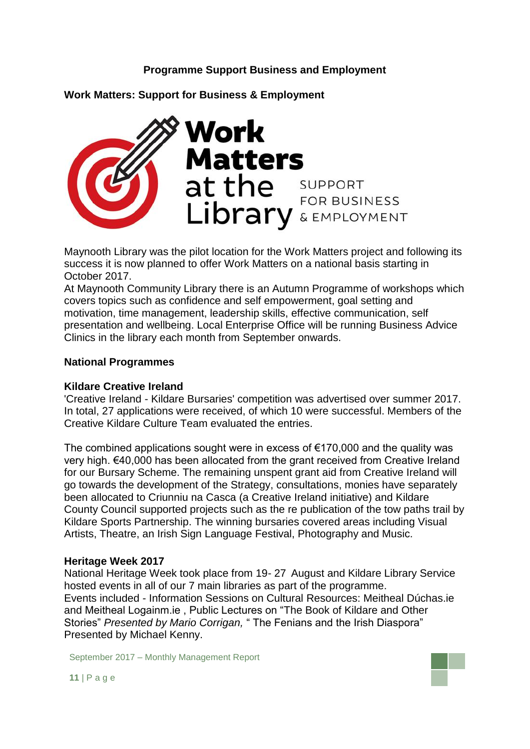**Programme Support Business and Employment**

**Work Matters: Support for Business & Employment**

Maynooth Library was the pilot location for the Work Matters project and following its success it is now planned to offer Work Matters on a national basis starting in October 2017.

At Maynooth Community Library there is an Autumn Programme of workshops which covers topics such as confidence and self empowerment, goal setting and motivation, time management, leadership skills, effective communication, self presentation and wellbeing. Local Enterprise Office will be running Business Advice Clinics in the library each month from September onwards.

**National Programmes**

**Kildare Creative Ireland**

'Creative Ireland - Kildare Bursaries' competition was advertised over summer 2017. In total, 27 applications were received, of which 10 were successful. Members of the Creative Kildare Culture Team evaluated the entries.

The combined applications sought were in excess of €170,000 and the quality was very high. €40,000 has been allocated from the grant received from Creative Ireland for our Bursary Scheme. The remaining unspent grant aid from Creative Ireland will go towards the development of the Strategy, consultations, monies have separately been allocated to Criunniu na Casca (a Creative Ireland initiative) and Kildare County Council supported projects such as the re publication of the tow paths trail by Kildare Sports Partnership. The winning bursaries covered areas including Visual Artists, Theatre, an Irish Sign Language Festival, Photography and Music.

**Heritage Week 2017**

National Heritage Week took place from 19- 27 August and Kildare Library Service hosted events in all of our 7 main libraries as part of the programme.

Events included - Information Sessions on Cultural Resources: Meitheal Dúchas.ie and Meitheal Logainm.ie , Public Lectures on "The Book of Kildare and Other Stories" *Presented by Mario Corrigan,* " The Fenians and the Irish Diaspora" Presented by Michael Kenny.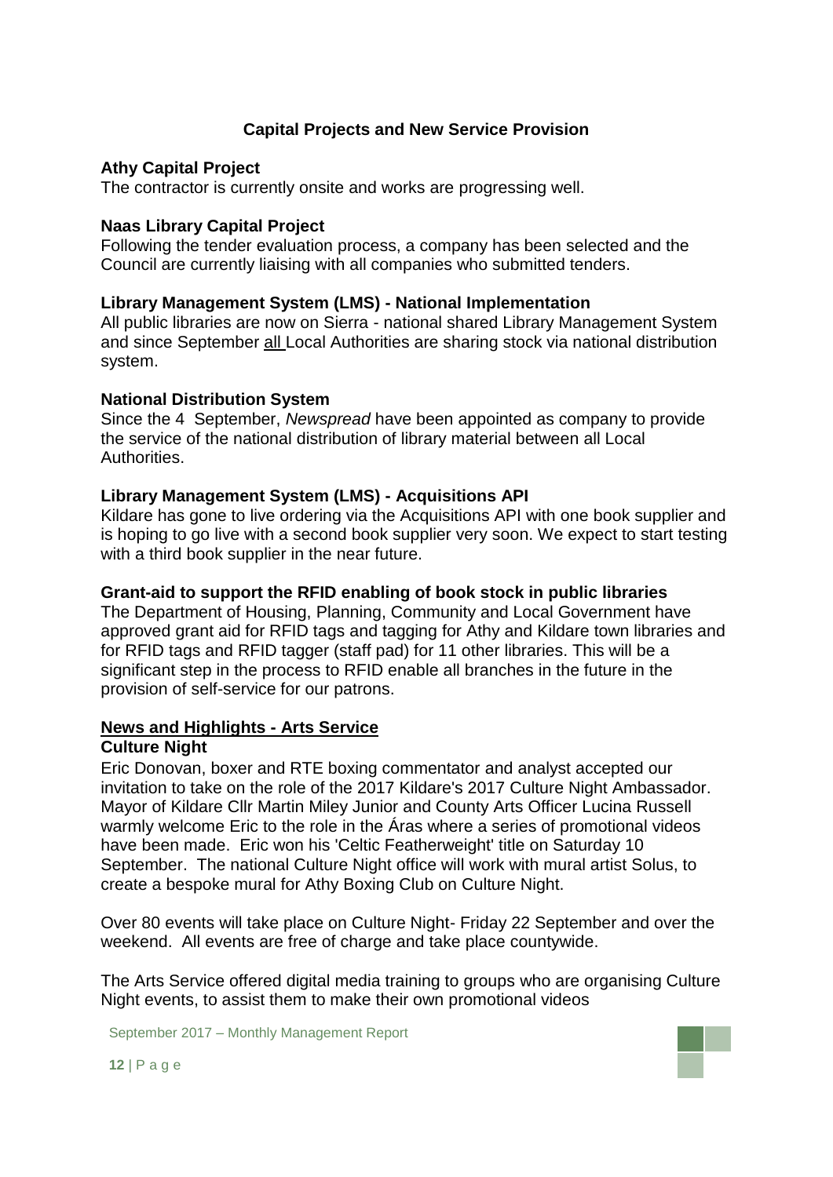## Capital Projects and New Service Provision

**Athy Capital Project**
The contractor is currently onsite and works are progressing well.

**Naas Library Capital Project**
Following the tender evaluation process, a company has been selected and the Council are currently liaising with all companies who submitted tenders.

**Library Management System (LMS) - National Implementation**
All public libraries are now on Sierra - national shared Library Management System and since September all Local Authorities are sharing stock via national distribution system.

**National Distribution System**
Since the 4 September, *Newspread* have been appointed as company to provide the service of the national distribution of library material between all Local Authorities.

**Library Management System (LMS) - Acquisitions API**
Kildare has gone to live ordering via the Acquisitions API with one book supplier and is hoping to go live with a second book supplier very soon. We expect to start testing with a third book supplier in the near future.

**Grant-aid to support the RFID enabling of book stock in public libraries**
The Department of Housing, Planning, Community and Local Government have approved grant aid for RFID tags and tagging for Athy and Kildare town libraries and for RFID tags and RFID tagger (staff pad) for 11 other libraries. This will be a significant step in the process to RFID enable all branches in the future in the provision of self-service for our patrons.

## News and Highlights - Arts Service

**Culture Night**
Eric Donovan, boxer and RTE boxing commentator and analyst accepted our invitation to take on the role of the 2017 Kildare's 2017 Culture Night Ambassador. Mayor of Kildare Cllr Martin Miley Junior and County Arts Officer Lucina Russell warmly welcome Eric to the role in the Áras where a series of promotional videos have been made. Eric won his 'Celtic Featherweight' title on Saturday 10 September. The national Culture Night office will work with mural artist Solus, to create a bespoke mural for Athy Boxing Club on Culture Night.

Over 80 events will take place on Culture Night- Friday 22 September and over the weekend. All events are free of charge and take place countywide.

The Arts Service offered digital media training to groups who are organising Culture Night events, to assist them to make their own promotional videos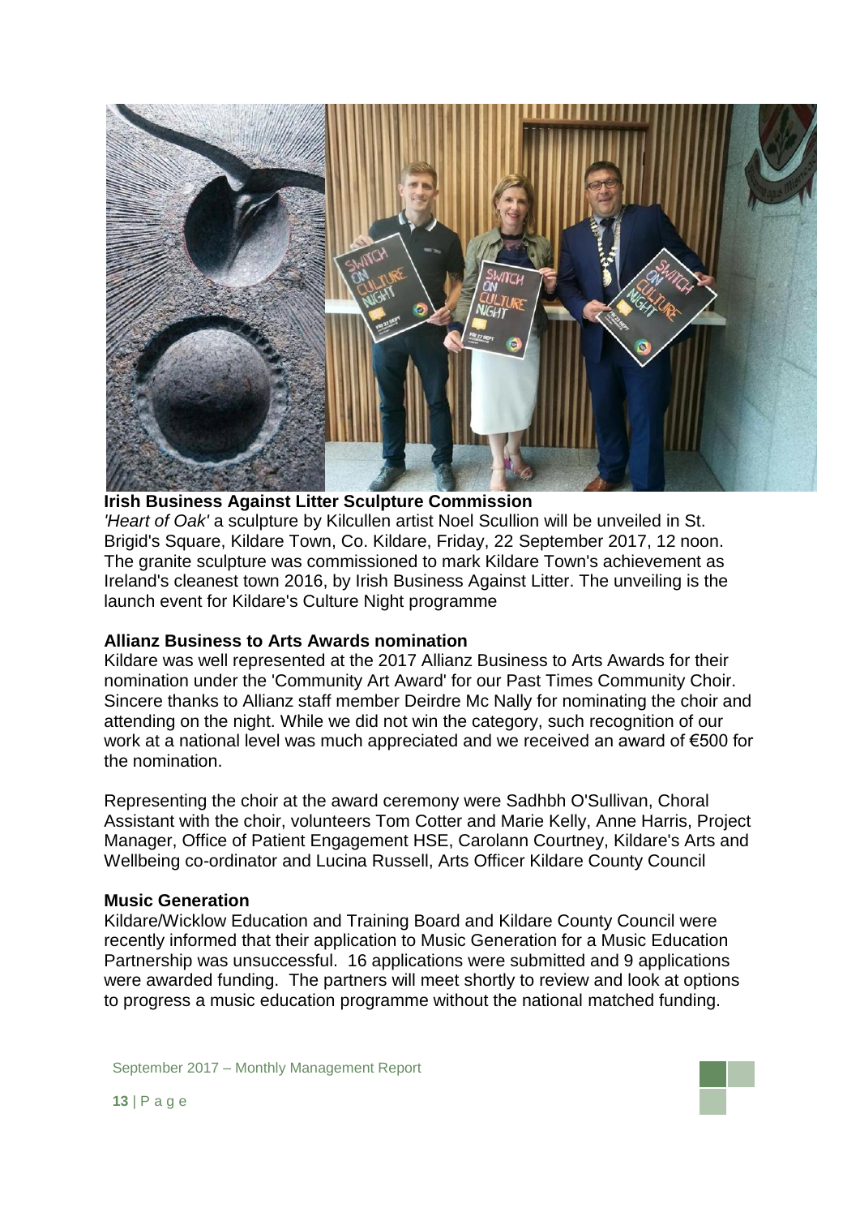**Irish Business Against Litter Sculpture Commission**

*'Heart of Oak'* a sculpture by Kilcullen artist Noel Scullion will be unveiled in St. Brigid's Square, Kildare Town, Co. Kildare, Friday, 22 September 2017, 12 noon. The granite sculpture was commissioned to mark Kildare Town's achievement as Ireland's cleanest town 2016, by Irish Business Against Litter. The unveiling is the launch event for Kildare's Culture Night programme

**Allianz Business to Arts Awards nomination**

Kildare was well represented at the 2017 Allianz Business to Arts Awards for their nomination under the 'Community Art Award' for our Past Times Community Choir. Sincere thanks to Allianz staff member Deirdre Mc Nally for nominating the choir and attending on the night. While we did not win the category, such recognition of our work at a national level was much appreciated and we received an award of €500 for the nomination.

Representing the choir at the award ceremony were Sadhbh O'Sullivan, Choral Assistant with the choir, volunteers Tom Cotter and Marie Kelly, Anne Harris, Project Manager, Office of Patient Engagement HSE, Carolann Courtney, Kildare's Arts and Wellbeing co-ordinator and Lucina Russell, Arts Officer Kildare County Council

**Music Generation**

Kildare/Wicklow Education and Training Board and Kildare County Council were recently informed that their application to Music Generation for a Music Education Partnership was unsuccessful. 16 applications were submitted and 9 applications were awarded funding. The partners will meet shortly to review and look at options to progress a music education programme without the national matched funding.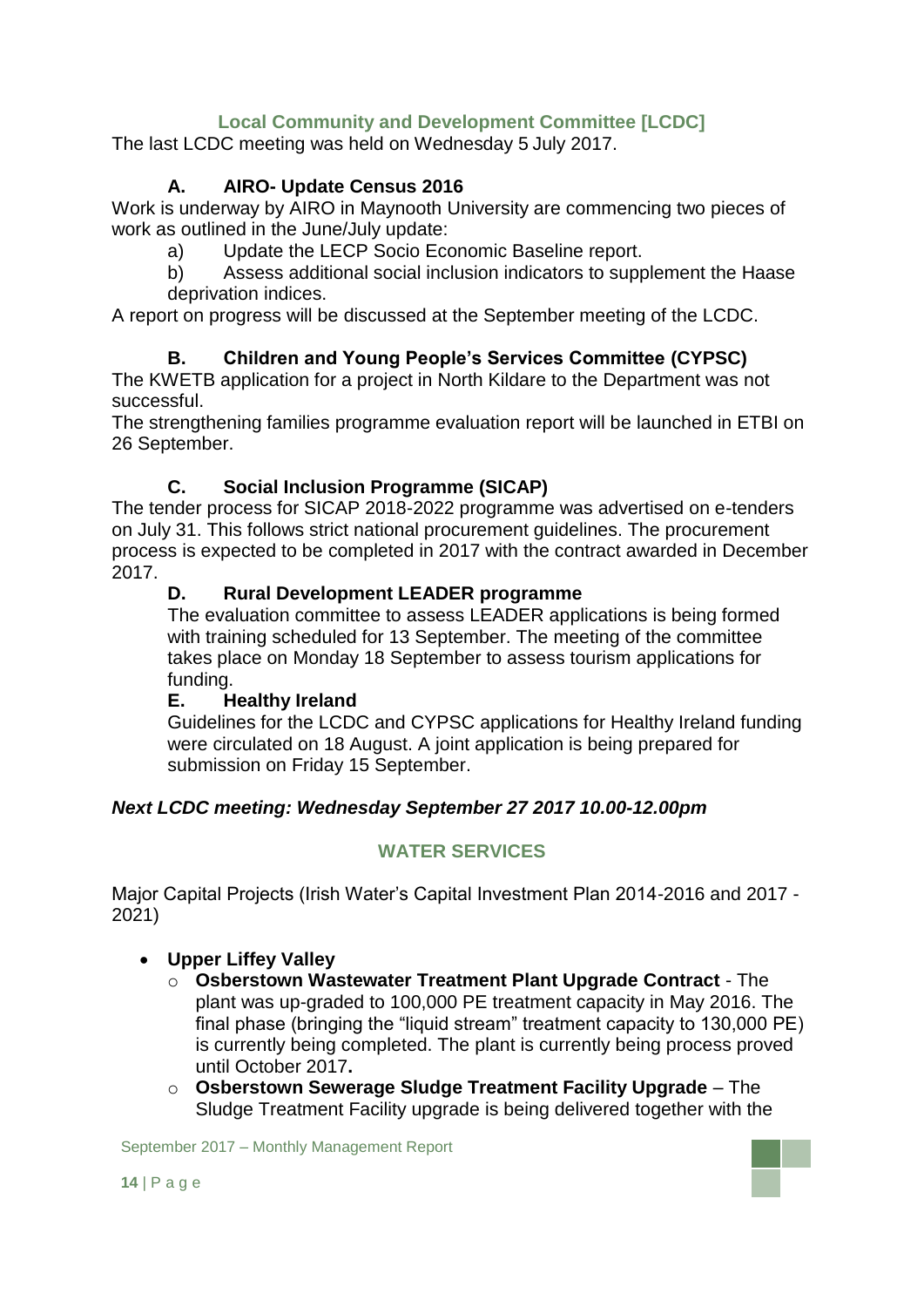## Local Community and Development Committee [LCDC]

The last LCDC meeting was held on Wednesday 5 July 2017.

### A. AIRO- Update Census 2016

Work is underway by AIRO in Maynooth University are commencing two pieces of work as outlined in the June/July update:

a) Update the LECP Socio Economic Baseline report.

b) Assess additional social inclusion indicators to supplement the Haase deprivation indices.

A report on progress will be discussed at the September meeting of the LCDC.

### B. Children and Young People's Services Committee (CYPSC)

The KWETB application for a project in North Kildare to the Department was not successful.

The strengthening families programme evaluation report will be launched in ETBI on 26 September.

### C. Social Inclusion Programme (SICAP)

The tender process for SICAP 2018-2022 programme was advertised on e-tenders on July 31. This follows strict national procurement guidelines. The procurement process is expected to be completed in 2017 with the contract awarded in December 2017.

### D. Rural Development LEADER programme

The evaluation committee to assess LEADER applications is being formed with training scheduled for 13 September. The meeting of the committee takes place on Monday 18 September to assess tourism applications for funding.

### E. Healthy Ireland

Guidelines for the LCDC and CYPSC applications for Healthy Ireland funding were circulated on 18 August. A joint application is being prepared for submission on Friday 15 September.

***Next LCDC meeting: Wednesday September 27 2017 10.00-12.00pm***

## WATER SERVICES

Major Capital Projects (Irish Water's Capital Investment Plan 2014-2016 and 2017 - 2021)

- **Upper Liffey Valley**
  - **Osberstown Wastewater Treatment Plant Upgrade Contract** - The plant was up-graded to 100,000 PE treatment capacity in May 2016. The final phase (bringing the "liquid stream" treatment capacity to 130,000 PE) is currently being completed. The plant is currently being process proved until October 2017**.**
  - **Osberstown Sewerage Sludge Treatment Facility Upgrade** – The Sludge Treatment Facility upgrade is being delivered together with the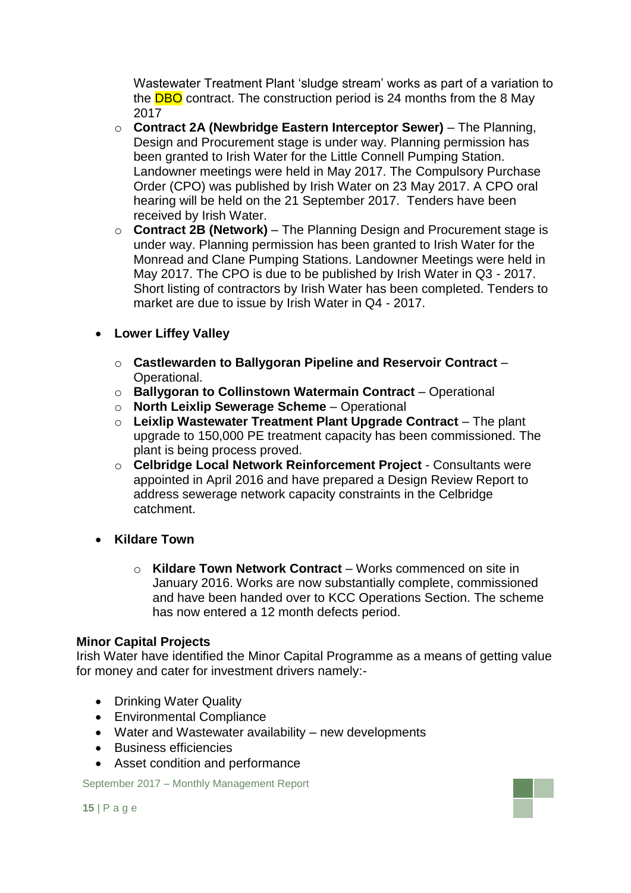Wastewater Treatment Plant 'sludge stream' works as part of a variation to the DBO contract. The construction period is 24 months from the 8 May 2017

- **Contract 2A (Newbridge Eastern Interceptor Sewer)** – The Planning, Design and Procurement stage is under way. Planning permission has been granted to Irish Water for the Little Connell Pumping Station. Landowner meetings were held in May 2017. The Compulsory Purchase Order (CPO) was published by Irish Water on 23 May 2017. A CPO oral hearing will be held on the 21 September 2017. Tenders have been received by Irish Water.
- **Contract 2B (Network)** – The Planning Design and Procurement stage is under way. Planning permission has been granted to Irish Water for the Monread and Clane Pumping Stations. Landowner Meetings were held in May 2017. The CPO is due to be published by Irish Water in Q3 - 2017. Short listing of contractors by Irish Water has been completed. Tenders to market are due to issue by Irish Water in Q4 - 2017.

- **Lower Liffey Valley**
  - **Castlewarden to Ballygoran Pipeline and Reservoir Contract** – Operational.
  - **Ballygoran to Collinstown Watermain Contract** – Operational
  - **North Leixlip Sewerage Scheme** – Operational
  - **Leixlip Wastewater Treatment Plant Upgrade Contract** – The plant upgrade to 150,000 PE treatment capacity has been commissioned. The plant is being process proved.
  - **Celbridge Local Network Reinforcement Project** - Consultants were appointed in April 2016 and have prepared a Design Review Report to address sewerage network capacity constraints in the Celbridge catchment.

- **Kildare Town**
  - **Kildare Town Network Contract** – Works commenced on site in January 2016. Works are now substantially complete, commissioned and have been handed over to KCC Operations Section. The scheme has now entered a 12 month defects period.

**Minor Capital Projects**

Irish Water have identified the Minor Capital Programme as a means of getting value for money and cater for investment drivers namely:-

- Drinking Water Quality
- Environmental Compliance
- Water and Wastewater availability – new developments
- Business efficiencies
- Asset condition and performance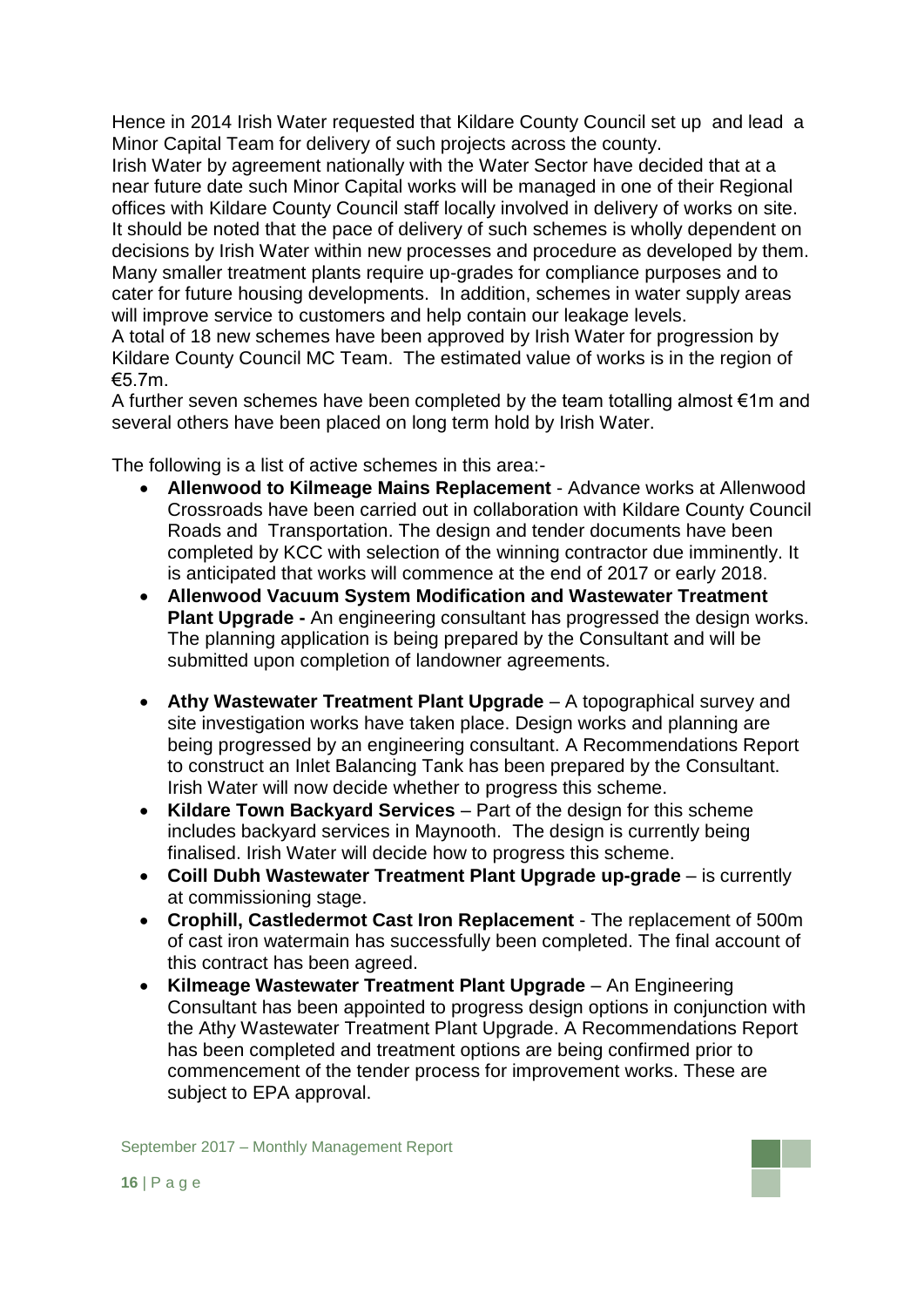Hence in 2014 Irish Water requested that Kildare County Council set up and lead a Minor Capital Team for delivery of such projects across the county.
Irish Water by agreement nationally with the Water Sector have decided that at a near future date such Minor Capital works will be managed in one of their Regional offices with Kildare County Council staff locally involved in delivery of works on site. It should be noted that the pace of delivery of such schemes is wholly dependent on decisions by Irish Water within new processes and procedure as developed by them. Many smaller treatment plants require up-grades for compliance purposes and to cater for future housing developments. In addition, schemes in water supply areas will improve service to customers and help contain our leakage levels.
A total of 18 new schemes have been approved by Irish Water for progression by Kildare County Council MC Team. The estimated value of works is in the region of €5.7m.
A further seven schemes have been completed by the team totalling almost €1m and several others have been placed on long term hold by Irish Water.

The following is a list of active schemes in this area:-

- **Allenwood to Kilmeage Mains Replacement** - Advance works at Allenwood Crossroads have been carried out in collaboration with Kildare County Council Roads and Transportation. The design and tender documents have been completed by KCC with selection of the winning contractor due imminently. It is anticipated that works will commence at the end of 2017 or early 2018.
- **Allenwood Vacuum System Modification and Wastewater Treatment Plant Upgrade -** An engineering consultant has progressed the design works. The planning application is being prepared by the Consultant and will be submitted upon completion of landowner agreements.
- **Athy Wastewater Treatment Plant Upgrade** – A topographical survey and site investigation works have taken place. Design works and planning are being progressed by an engineering consultant. A Recommendations Report to construct an Inlet Balancing Tank has been prepared by the Consultant. Irish Water will now decide whether to progress this scheme.
- **Kildare Town Backyard Services** – Part of the design for this scheme includes backyard services in Maynooth. The design is currently being finalised. Irish Water will decide how to progress this scheme.
- **Coill Dubh Wastewater Treatment Plant Upgrade up-grade** – is currently at commissioning stage.
- **Crophill, Castledermot Cast Iron Replacement** - The replacement of 500m of cast iron watermain has successfully been completed. The final account of this contract has been agreed.
- **Kilmeage Wastewater Treatment Plant Upgrade** – An Engineering Consultant has been appointed to progress design options in conjunction with the Athy Wastewater Treatment Plant Upgrade. A Recommendations Report has been completed and treatment options are being confirmed prior to commencement of the tender process for improvement works. These are subject to EPA approval.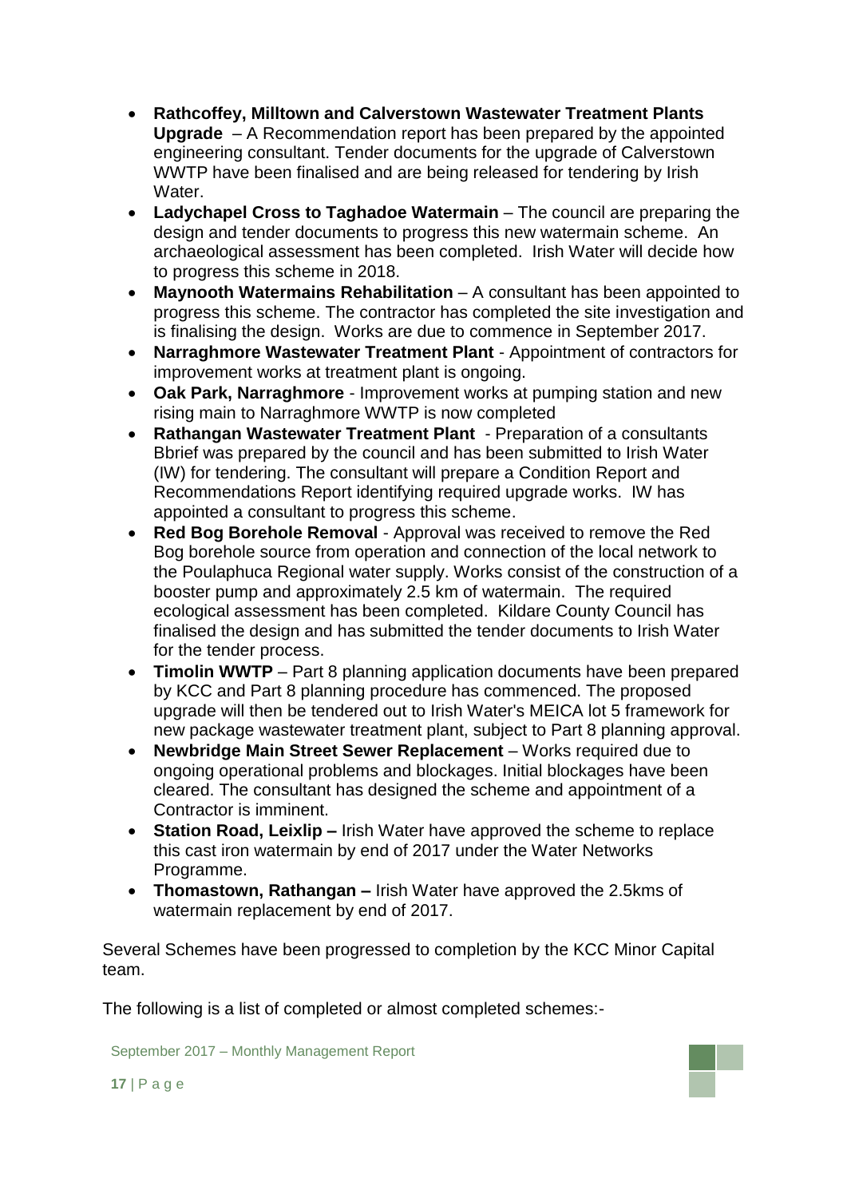- **Rathcoffey, Milltown and Calverstown Wastewater Treatment Plants Upgrade** – A Recommendation report has been prepared by the appointed engineering consultant. Tender documents for the upgrade of Calverstown WWTP have been finalised and are being released for tendering by Irish Water.
- **Ladychapel Cross to Taghadoe Watermain** – The council are preparing the design and tender documents to progress this new watermain scheme. An archaeological assessment has been completed. Irish Water will decide how to progress this scheme in 2018.
- **Maynooth Watermains Rehabilitation** – A consultant has been appointed to progress this scheme. The contractor has completed the site investigation and is finalising the design. Works are due to commence in September 2017.
- **Narraghmore Wastewater Treatment Plant** - Appointment of contractors for improvement works at treatment plant is ongoing.
- **Oak Park, Narraghmore** - Improvement works at pumping station and new rising main to Narraghmore WWTP is now completed
- **Rathangan Wastewater Treatment Plant** - Preparation of a consultants Bbrief was prepared by the council and has been submitted to Irish Water (IW) for tendering. The consultant will prepare a Condition Report and Recommendations Report identifying required upgrade works. IW has appointed a consultant to progress this scheme.
- **Red Bog Borehole Removal** - Approval was received to remove the Red Bog borehole source from operation and connection of the local network to the Poulaphuca Regional water supply. Works consist of the construction of a booster pump and approximately 2.5 km of watermain. The required ecological assessment has been completed. Kildare County Council has finalised the design and has submitted the tender documents to Irish Water for the tender process.
- **Timolin WWTP** – Part 8 planning application documents have been prepared by KCC and Part 8 planning procedure has commenced. The proposed upgrade will then be tendered out to Irish Water's MEICA lot 5 framework for new package wastewater treatment plant, subject to Part 8 planning approval.
- **Newbridge Main Street Sewer Replacement** – Works required due to ongoing operational problems and blockages. Initial blockages have been cleared. The consultant has designed the scheme and appointment of a Contractor is imminent.
- **Station Road, Leixlip –** Irish Water have approved the scheme to replace this cast iron watermain by end of 2017 under the Water Networks Programme.
- **Thomastown, Rathangan –** Irish Water have approved the 2.5kms of watermain replacement by end of 2017.

Several Schemes have been progressed to completion by the KCC Minor Capital team.

The following is a list of completed or almost completed schemes:-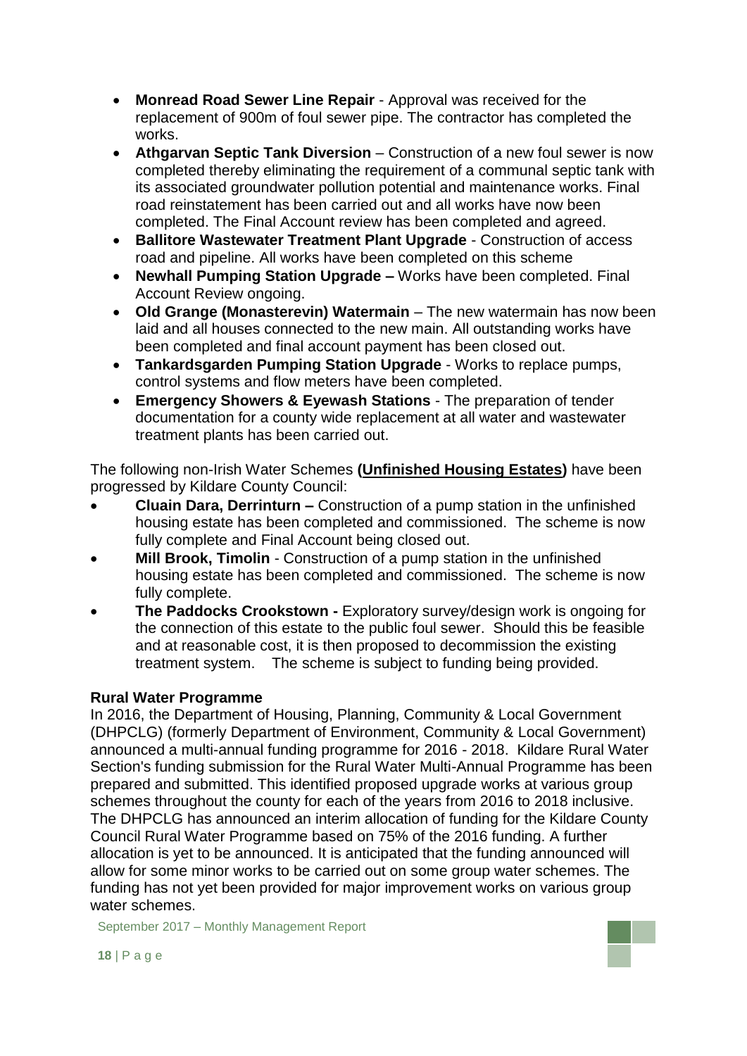- **Monread Road Sewer Line Repair** - Approval was received for the replacement of 900m of foul sewer pipe. The contractor has completed the works.
- **Athgarvan Septic Tank Diversion** – Construction of a new foul sewer is now completed thereby eliminating the requirement of a communal septic tank with its associated groundwater pollution potential and maintenance works. Final road reinstatement has been carried out and all works have now been completed. The Final Account review has been completed and agreed.
- **Ballitore Wastewater Treatment Plant Upgrade** - Construction of access road and pipeline. All works have been completed on this scheme
- **Newhall Pumping Station Upgrade –** Works have been completed. Final Account Review ongoing.
- **Old Grange (Monasterevin) Watermain** – The new watermain has now been laid and all houses connected to the new main. All outstanding works have been completed and final account payment has been closed out.
- **Tankardsgarden Pumping Station Upgrade** - Works to replace pumps, control systems and flow meters have been completed.
- **Emergency Showers & Eyewash Stations** - The preparation of tender documentation for a county wide replacement at all water and wastewater treatment plants has been carried out.

The following non-Irish Water Schemes **(Unfinished Housing Estates)** have been progressed by Kildare County Council:

- **Cluain Dara, Derrinturn –** Construction of a pump station in the unfinished housing estate has been completed and commissioned. The scheme is now fully complete and Final Account being closed out.
- **Mill Brook, Timolin** - Construction of a pump station in the unfinished housing estate has been completed and commissioned. The scheme is now fully complete.
- **The Paddocks Crookstown -** Exploratory survey/design work is ongoing for the connection of this estate to the public foul sewer. Should this be feasible and at reasonable cost, it is then proposed to decommission the existing treatment system. The scheme is subject to funding being provided.

**Rural Water Programme**

In 2016, the Department of Housing, Planning, Community & Local Government (DHPCLG) (formerly Department of Environment, Community & Local Government) announced a multi-annual funding programme for 2016 - 2018. Kildare Rural Water Section's funding submission for the Rural Water Multi-Annual Programme has been prepared and submitted. This identified proposed upgrade works at various group schemes throughout the county for each of the years from 2016 to 2018 inclusive. The DHPCLG has announced an interim allocation of funding for the Kildare County Council Rural Water Programme based on 75% of the 2016 funding. A further allocation is yet to be announced. It is anticipated that the funding announced will allow for some minor works to be carried out on some group water schemes. The funding has not yet been provided for major improvement works on various group water schemes.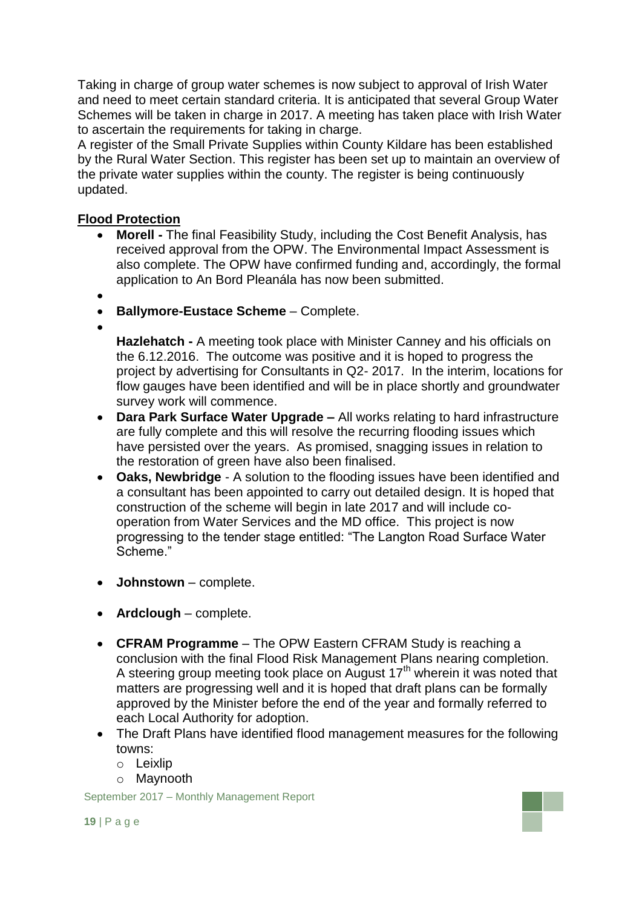Taking in charge of group water schemes is now subject to approval of Irish Water and need to meet certain standard criteria. It is anticipated that several Group Water Schemes will be taken in charge in 2017. A meeting has taken place with Irish Water to ascertain the requirements for taking in charge.

A register of the Small Private Supplies within County Kildare has been established by the Rural Water Section. This register has been set up to maintain an overview of the private water supplies within the county. The register is being continuously updated.

**Flood Protection**

- **Morell -** The final Feasibility Study, including the Cost Benefit Analysis, has received approval from the OPW. The Environmental Impact Assessment is also complete. The OPW have confirmed funding and, accordingly, the formal application to An Bord Pleanála has now been submitted.
- **Ballymore-Eustace Scheme** – Complete.
- **Hazlehatch -** A meeting took place with Minister Canney and his officials on the 6.12.2016. The outcome was positive and it is hoped to progress the project by advertising for Consultants in Q2- 2017. In the interim, locations for flow gauges have been identified and will be in place shortly and groundwater survey work will commence.
- **Dara Park Surface Water Upgrade –** All works relating to hard infrastructure are fully complete and this will resolve the recurring flooding issues which have persisted over the years. As promised, snagging issues in relation to the restoration of green have also been finalised.
- **Oaks, Newbridge** - A solution to the flooding issues have been identified and a consultant has been appointed to carry out detailed design. It is hoped that construction of the scheme will begin in late 2017 and will include co-operation from Water Services and the MD office. This project is now progressing to the tender stage entitled: "The Langton Road Surface Water Scheme."
- **Johnstown** – complete.
- **Ardclough** – complete.
- **CFRAM Programme** – The OPW Eastern CFRAM Study is reaching a conclusion with the final Flood Risk Management Plans nearing completion. A steering group meeting took place on August 17th wherein it was noted that matters are progressing well and it is hoped that draft plans can be formally approved by the Minister before the end of the year and formally referred to each Local Authority for adoption.
- The Draft Plans have identified flood management measures for the following towns:
  - Leixlip
  - Maynooth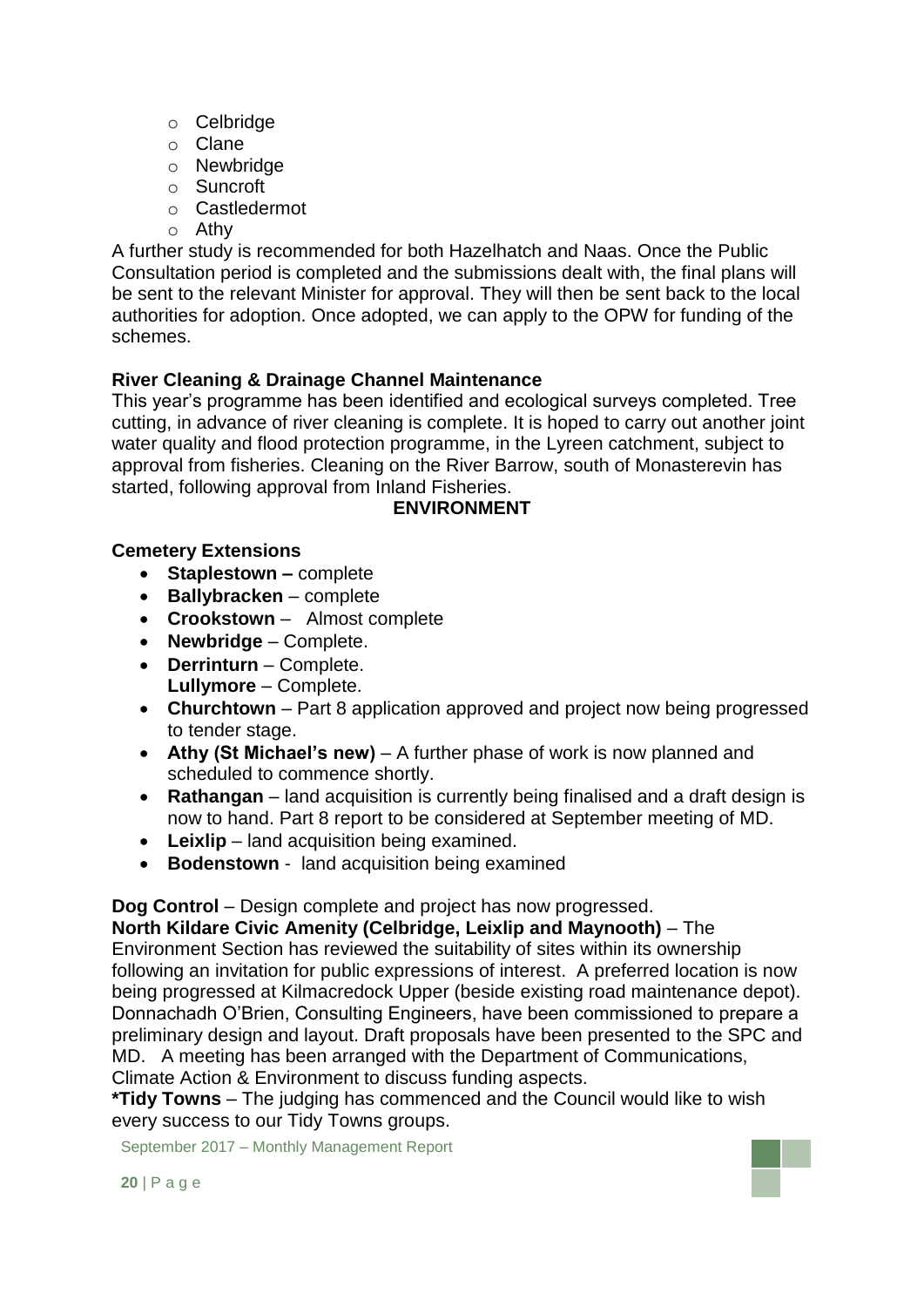- Celbridge
- Clane
- Newbridge
- Suncroft
- Castledermot
- Athy

A further study is recommended for both Hazelhatch and Naas. Once the Public Consultation period is completed and the submissions dealt with, the final plans will be sent to the relevant Minister for approval. They will then be sent back to the local authorities for adoption. Once adopted, we can apply to the OPW for funding of the schemes.

**River Cleaning & Drainage Channel Maintenance**

This year's programme has been identified and ecological surveys completed. Tree cutting, in advance of river cleaning is complete. It is hoped to carry out another joint water quality and flood protection programme, in the Lyreen catchment, subject to approval from fisheries. Cleaning on the River Barrow, south of Monasterevin has started, following approval from Inland Fisheries.

## ENVIRONMENT

**Cemetery Extensions**

- **Staplestown –** complete
- **Ballybracken** – complete
- **Crookstown** – Almost complete
- **Newbridge** – Complete.
- **Derrinturn** – Complete.
  **Lullymore** – Complete.
- **Churchtown** – Part 8 application approved and project now being progressed to tender stage.
- **Athy (St Michael's new)** – A further phase of work is now planned and scheduled to commence shortly.
- **Rathangan** – land acquisition is currently being finalised and a draft design is now to hand. Part 8 report to be considered at September meeting of MD.
- **Leixlip** – land acquisition being examined.
- **Bodenstown** - land acquisition being examined

**Dog Control** – Design complete and project has now progressed.

**North Kildare Civic Amenity (Celbridge, Leixlip and Maynooth)** – The Environment Section has reviewed the suitability of sites within its ownership following an invitation for public expressions of interest. A preferred location is now being progressed at Kilmacredock Upper (beside existing road maintenance depot). Donnachadh O'Brien, Consulting Engineers, have been commissioned to prepare a preliminary design and layout. Draft proposals have been presented to the SPC and MD. A meeting has been arranged with the Department of Communications, Climate Action & Environment to discuss funding aspects.

**\*Tidy Towns** – The judging has commenced and the Council would like to wish every success to our Tidy Towns groups.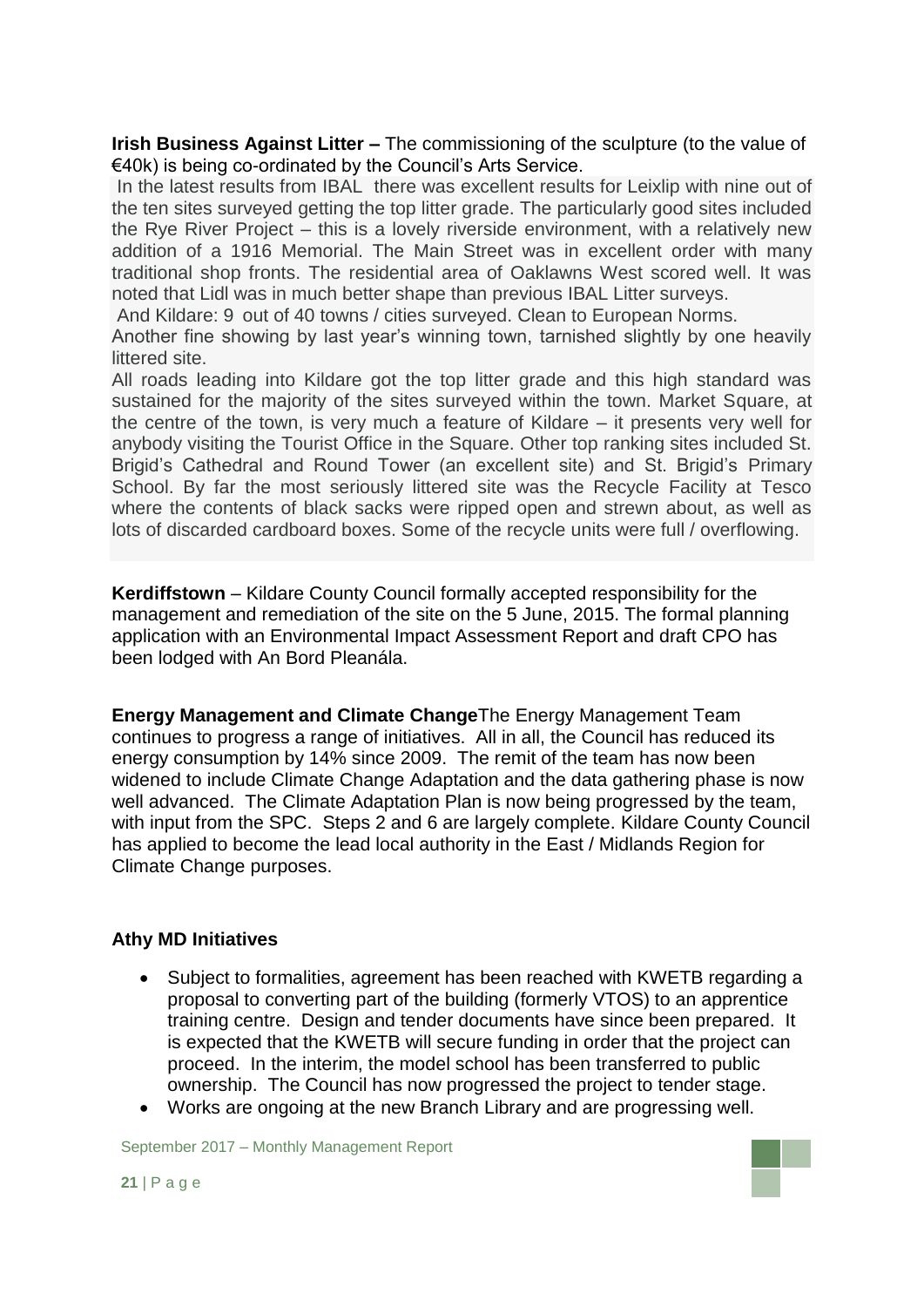**Irish Business Against Litter –** The commissioning of the sculpture (to the value of €40k) is being co-ordinated by the Council's Arts Service.

In the latest results from IBAL there was excellent results for Leixlip with nine out of the ten sites surveyed getting the top litter grade. The particularly good sites included the Rye River Project – this is a lovely riverside environment, with a relatively new addition of a 1916 Memorial. The Main Street was in excellent order with many traditional shop fronts. The residential area of Oaklawns West scored well. It was noted that Lidl was in much better shape than previous IBAL Litter surveys.

And Kildare: 9 out of 40 towns / cities surveyed. Clean to European Norms.

Another fine showing by last year's winning town, tarnished slightly by one heavily littered site.

All roads leading into Kildare got the top litter grade and this high standard was sustained for the majority of the sites surveyed within the town. Market Square, at the centre of the town, is very much a feature of Kildare – it presents very well for anybody visiting the Tourist Office in the Square. Other top ranking sites included St. Brigid's Cathedral and Round Tower (an excellent site) and St. Brigid's Primary School. By far the most seriously littered site was the Recycle Facility at Tesco where the contents of black sacks were ripped open and strewn about, as well as lots of discarded cardboard boxes. Some of the recycle units were full / overflowing.

**Kerdiffstown** – Kildare County Council formally accepted responsibility for the management and remediation of the site on the 5 June, 2015. The formal planning application with an Environmental Impact Assessment Report and draft CPO has been lodged with An Bord Pleanála.

**Energy Management and Climate Change**The Energy Management Team continues to progress a range of initiatives. All in all, the Council has reduced its energy consumption by 14% since 2009. The remit of the team has now been widened to include Climate Change Adaptation and the data gathering phase is now well advanced. The Climate Adaptation Plan is now being progressed by the team, with input from the SPC. Steps 2 and 6 are largely complete. Kildare County Council has applied to become the lead local authority in the East / Midlands Region for Climate Change purposes.

**Athy MD Initiatives**

- Subject to formalities, agreement has been reached with KWETB regarding a proposal to converting part of the building (formerly VTOS) to an apprentice training centre. Design and tender documents have since been prepared. It is expected that the KWETB will secure funding in order that the project can proceed. In the interim, the model school has been transferred to public ownership. The Council has now progressed the project to tender stage.
- Works are ongoing at the new Branch Library and are progressing well.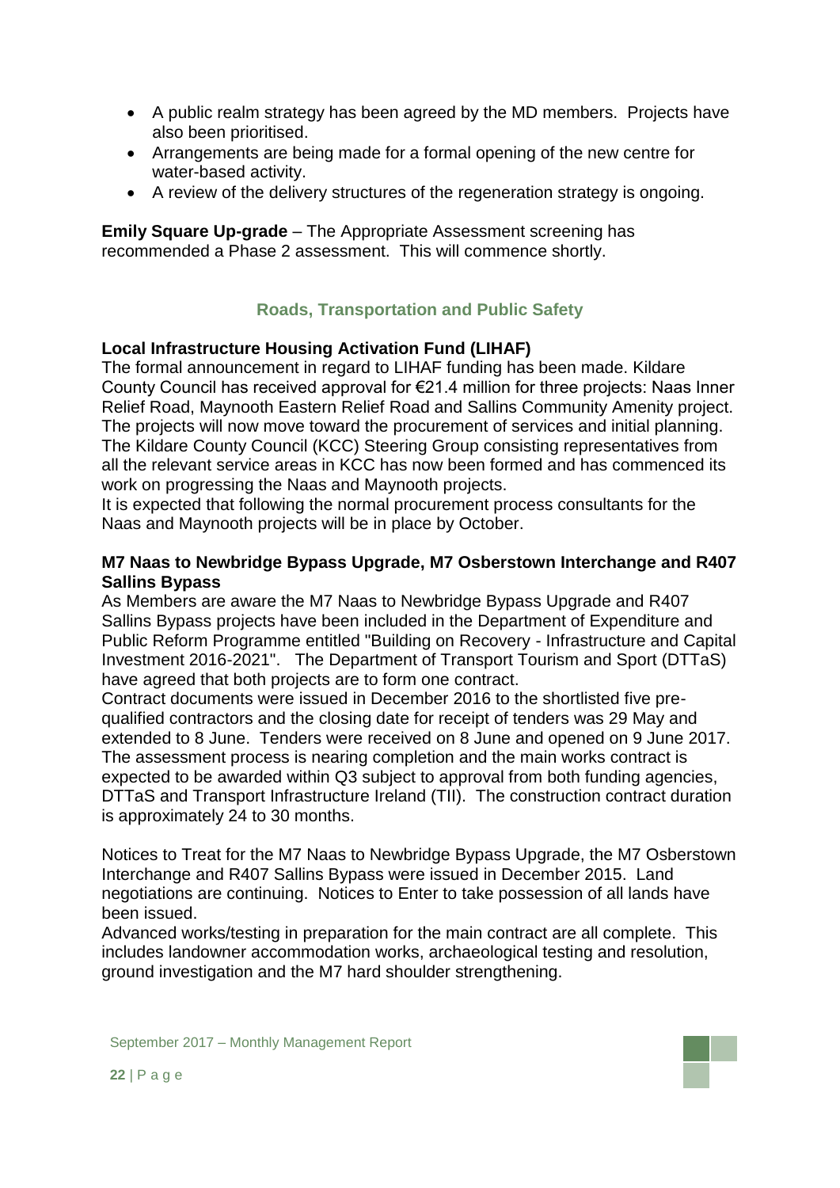- A public realm strategy has been agreed by the MD members. Projects have also been prioritised.
- Arrangements are being made for a formal opening of the new centre for water-based activity.
- A review of the delivery structures of the regeneration strategy is ongoing.

**Emily Square Up-grade** – The Appropriate Assessment screening has recommended a Phase 2 assessment. This will commence shortly.

## Roads, Transportation and Public Safety

**Local Infrastructure Housing Activation Fund (LIHAF)**

The formal announcement in regard to LIHAF funding has been made. Kildare County Council has received approval for €21.4 million for three projects: Naas Inner Relief Road, Maynooth Eastern Relief Road and Sallins Community Amenity project. The projects will now move toward the procurement of services and initial planning. The Kildare County Council (KCC) Steering Group consisting representatives from all the relevant service areas in KCC has now been formed and has commenced its work on progressing the Naas and Maynooth projects.

It is expected that following the normal procurement process consultants for the Naas and Maynooth projects will be in place by October.

**M7 Naas to Newbridge Bypass Upgrade, M7 Osberstown Interchange and R407 Sallins Bypass**

As Members are aware the M7 Naas to Newbridge Bypass Upgrade and R407 Sallins Bypass projects have been included in the Department of Expenditure and Public Reform Programme entitled "Building on Recovery - Infrastructure and Capital Investment 2016-2021". The Department of Transport Tourism and Sport (DTTaS) have agreed that both projects are to form one contract.

Contract documents were issued in December 2016 to the shortlisted five pre-qualified contractors and the closing date for receipt of tenders was 29 May and extended to 8 June. Tenders were received on 8 June and opened on 9 June 2017. The assessment process is nearing completion and the main works contract is expected to be awarded within Q3 subject to approval from both funding agencies, DTTaS and Transport Infrastructure Ireland (TII). The construction contract duration is approximately 24 to 30 months.

Notices to Treat for the M7 Naas to Newbridge Bypass Upgrade, the M7 Osberstown Interchange and R407 Sallins Bypass were issued in December 2015. Land negotiations are continuing. Notices to Enter to take possession of all lands have been issued.

Advanced works/testing in preparation for the main contract are all complete. This includes landowner accommodation works, archaeological testing and resolution, ground investigation and the M7 hard shoulder strengthening.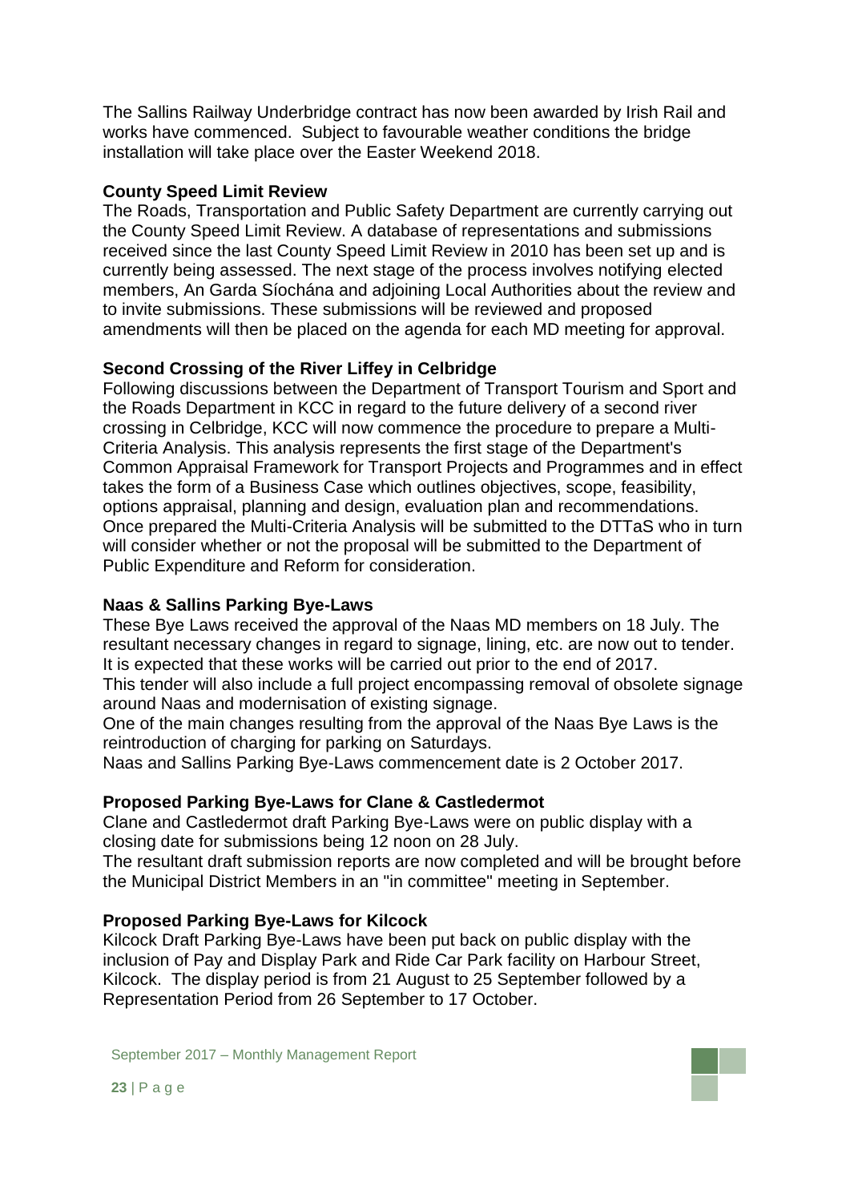The Sallins Railway Underbridge contract has now been awarded by Irish Rail and works have commenced. Subject to favourable weather conditions the bridge installation will take place over the Easter Weekend 2018.

**County Speed Limit Review**

The Roads, Transportation and Public Safety Department are currently carrying out the County Speed Limit Review. A database of representations and submissions received since the last County Speed Limit Review in 2010 has been set up and is currently being assessed. The next stage of the process involves notifying elected members, An Garda Síochána and adjoining Local Authorities about the review and to invite submissions. These submissions will be reviewed and proposed amendments will then be placed on the agenda for each MD meeting for approval.

**Second Crossing of the River Liffey in Celbridge**

Following discussions between the Department of Transport Tourism and Sport and the Roads Department in KCC in regard to the future delivery of a second river crossing in Celbridge, KCC will now commence the procedure to prepare a Multi-Criteria Analysis. This analysis represents the first stage of the Department's Common Appraisal Framework for Transport Projects and Programmes and in effect takes the form of a Business Case which outlines objectives, scope, feasibility, options appraisal, planning and design, evaluation plan and recommendations. Once prepared the Multi-Criteria Analysis will be submitted to the DTTaS who in turn will consider whether or not the proposal will be submitted to the Department of Public Expenditure and Reform for consideration.

**Naas & Sallins Parking Bye-Laws**

These Bye Laws received the approval of the Naas MD members on 18 July. The resultant necessary changes in regard to signage, lining, etc. are now out to tender. It is expected that these works will be carried out prior to the end of 2017.

This tender will also include a full project encompassing removal of obsolete signage around Naas and modernisation of existing signage.

One of the main changes resulting from the approval of the Naas Bye Laws is the reintroduction of charging for parking on Saturdays.

Naas and Sallins Parking Bye-Laws commencement date is 2 October 2017.

**Proposed Parking Bye-Laws for Clane & Castledermot**

Clane and Castledermot draft Parking Bye-Laws were on public display with a closing date for submissions being 12 noon on 28 July.

The resultant draft submission reports are now completed and will be brought before the Municipal District Members in an "in committee" meeting in September.

**Proposed Parking Bye-Laws for Kilcock**

Kilcock Draft Parking Bye-Laws have been put back on public display with the inclusion of Pay and Display Park and Ride Car Park facility on Harbour Street, Kilcock. The display period is from 21 August to 25 September followed by a Representation Period from 26 September to 17 October.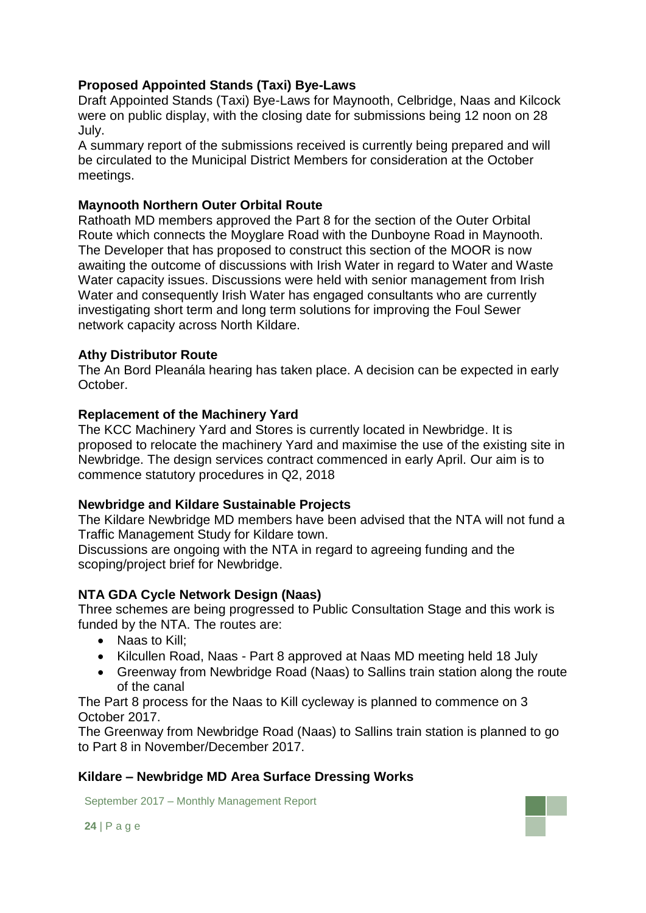**Proposed Appointed Stands (Taxi) Bye-Laws**

Draft Appointed Stands (Taxi) Bye-Laws for Maynooth, Celbridge, Naas and Kilcock were on public display, with the closing date for submissions being 12 noon on 28 July.

A summary report of the submissions received is currently being prepared and will be circulated to the Municipal District Members for consideration at the October meetings.

**Maynooth Northern Outer Orbital Route**

Rathoath MD members approved the Part 8 for the section of the Outer Orbital Route which connects the Moyglare Road with the Dunboyne Road in Maynooth. The Developer that has proposed to construct this section of the MOOR is now awaiting the outcome of discussions with Irish Water in regard to Water and Waste Water capacity issues. Discussions were held with senior management from Irish Water and consequently Irish Water has engaged consultants who are currently investigating short term and long term solutions for improving the Foul Sewer network capacity across North Kildare.

**Athy Distributor Route**

The An Bord Pleanála hearing has taken place. A decision can be expected in early October.

**Replacement of the Machinery Yard**

The KCC Machinery Yard and Stores is currently located in Newbridge. It is proposed to relocate the machinery Yard and maximise the use of the existing site in Newbridge. The design services contract commenced in early April. Our aim is to commence statutory procedures in Q2, 2018

**Newbridge and Kildare Sustainable Projects**

The Kildare Newbridge MD members have been advised that the NTA will not fund a Traffic Management Study for Kildare town.

Discussions are ongoing with the NTA in regard to agreeing funding and the scoping/project brief for Newbridge.

**NTA GDA Cycle Network Design (Naas)**

Three schemes are being progressed to Public Consultation Stage and this work is funded by the NTA. The routes are:

- Naas to Kill;
- Kilcullen Road, Naas - Part 8 approved at Naas MD meeting held 18 July
- Greenway from Newbridge Road (Naas) to Sallins train station along the route of the canal

The Part 8 process for the Naas to Kill cycleway is planned to commence on 3 October 2017.

The Greenway from Newbridge Road (Naas) to Sallins train station is planned to go to Part 8 in November/December 2017.

**Kildare – Newbridge MD Area Surface Dressing Works**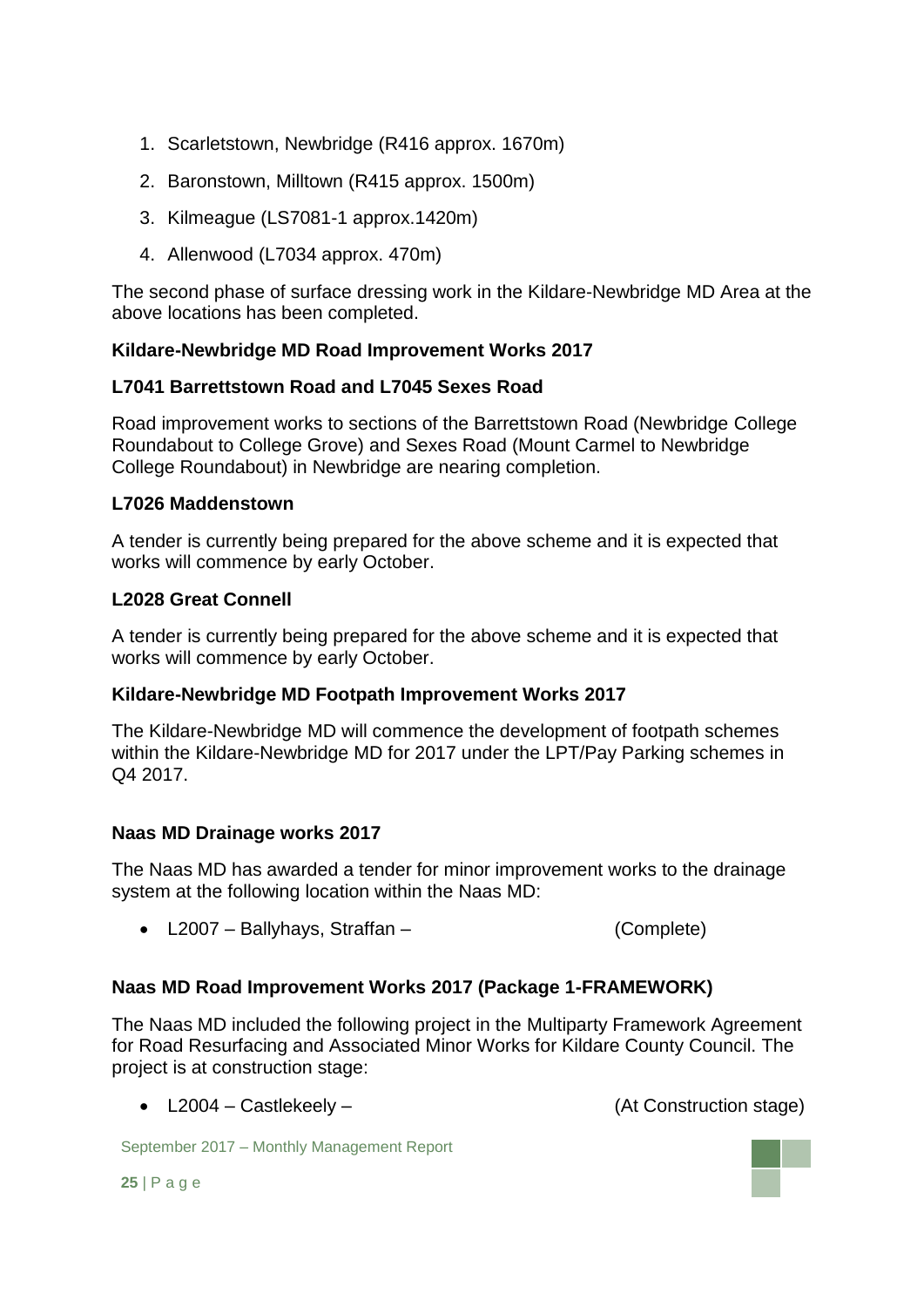1. Scarletstown, Newbridge (R416 approx. 1670m)
2. Baronstown, Milltown (R415 approx. 1500m)
3. Kilmeague (LS7081-1 approx.1420m)
4. Allenwood (L7034 approx. 470m)

The second phase of surface dressing work in the Kildare-Newbridge MD Area at the above locations has been completed.

**Kildare-Newbridge MD Road Improvement Works 2017**

**L7041 Barrettstown Road and L7045 Sexes Road**

Road improvement works to sections of the Barrettstown Road (Newbridge College Roundabout to College Grove) and Sexes Road (Mount Carmel to Newbridge College Roundabout) in Newbridge are nearing completion.

**L7026 Maddenstown**

A tender is currently being prepared for the above scheme and it is expected that works will commence by early October.

**L2028 Great Connell**

A tender is currently being prepared for the above scheme and it is expected that works will commence by early October.

**Kildare-Newbridge MD Footpath Improvement Works 2017**

The Kildare-Newbridge MD will commence the development of footpath schemes within the Kildare-Newbridge MD for 2017 under the LPT/Pay Parking schemes in Q4 2017.

**Naas MD Drainage works 2017**

The Naas MD has awarded a tender for minor improvement works to the drainage system at the following location within the Naas MD:

- L2007 – Ballyhays, Straffan – (Complete)

**Naas MD Road Improvement Works 2017 (Package 1-FRAMEWORK)**

The Naas MD included the following project in the Multiparty Framework Agreement for Road Resurfacing and Associated Minor Works for Kildare County Council. The project is at construction stage:

- L2004 – Castlekeely – (At Construction stage)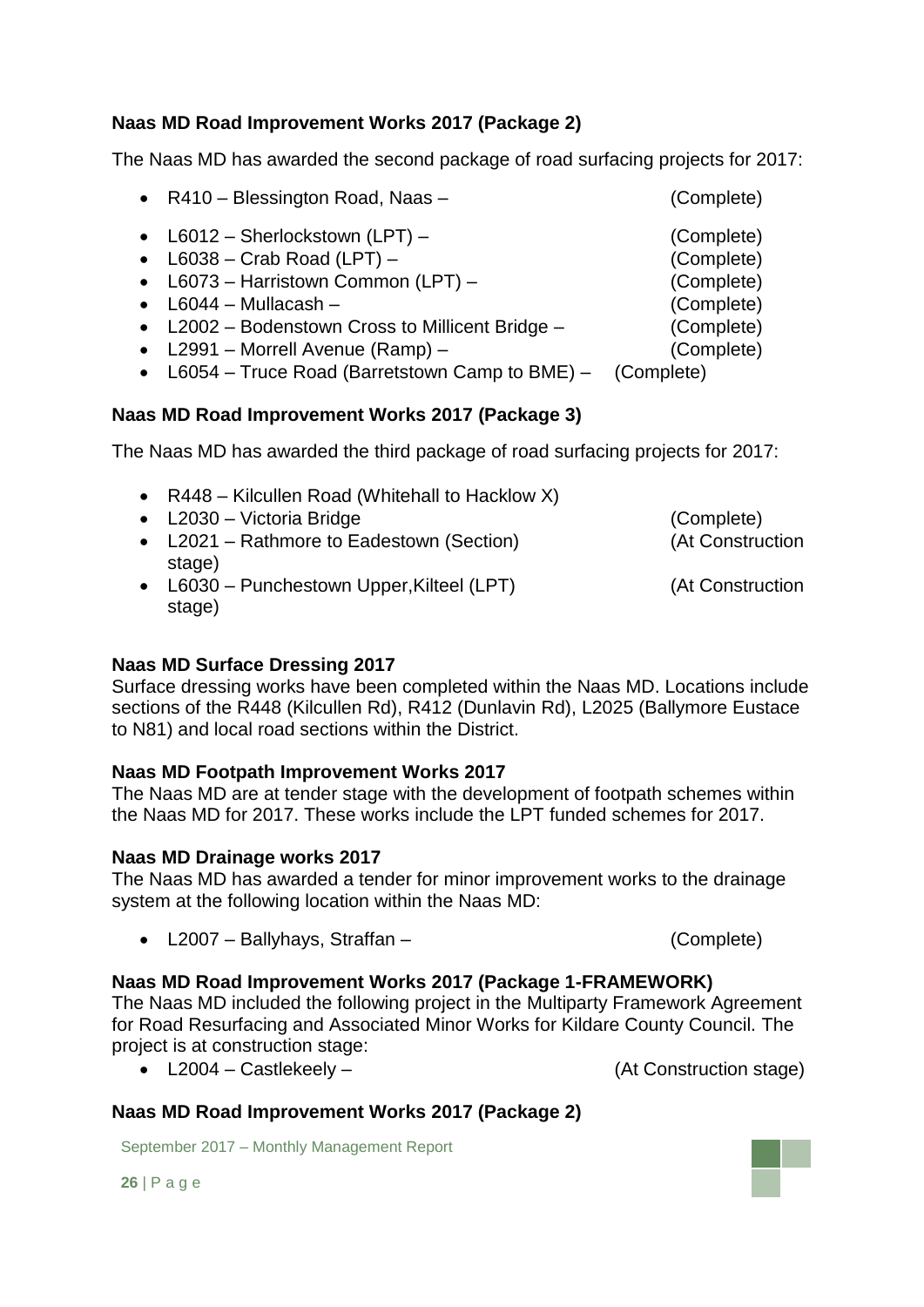**Naas MD Road Improvement Works 2017 (Package 2)**

The Naas MD has awarded the second package of road surfacing projects for 2017:

- R410 – Blessington Road, Naas – (Complete)
- L6012 – Sherlockstown (LPT) – (Complete)
- L6038 – Crab Road (LPT) – (Complete)
- L6073 – Harristown Common (LPT) – (Complete)
- L6044 – Mullacash – (Complete)
- L2002 – Bodenstown Cross to Millicent Bridge – (Complete)
- L2991 – Morrell Avenue (Ramp) – (Complete)
- L6054 – Truce Road (Barretstown Camp to BME) – (Complete)

**Naas MD Road Improvement Works 2017 (Package 3)**

The Naas MD has awarded the third package of road surfacing projects for 2017:

- R448 – Kilcullen Road (Whitehall to Hacklow X)
- L2030 – Victoria Bridge (Complete)
- L2021 – Rathmore to Eadestown (Section) (At Construction stage)
- L6030 – Punchestown Upper,Kilteel (LPT) (At Construction stage)

**Naas MD Surface Dressing 2017**

Surface dressing works have been completed within the Naas MD. Locations include sections of the R448 (Kilcullen Rd), R412 (Dunlavin Rd), L2025 (Ballymore Eustace to N81) and local road sections within the District.

**Naas MD Footpath Improvement Works 2017**

The Naas MD are at tender stage with the development of footpath schemes within the Naas MD for 2017. These works include the LPT funded schemes for 2017.

**Naas MD Drainage works 2017**

The Naas MD has awarded a tender for minor improvement works to the drainage system at the following location within the Naas MD:

- L2007 – Ballyhays, Straffan – (Complete)

**Naas MD Road Improvement Works 2017 (Package 1-FRAMEWORK)**

The Naas MD included the following project in the Multiparty Framework Agreement for Road Resurfacing and Associated Minor Works for Kildare County Council. The project is at construction stage:

- L2004 – Castlekeely – (At Construction stage)

**Naas MD Road Improvement Works 2017 (Package 2)**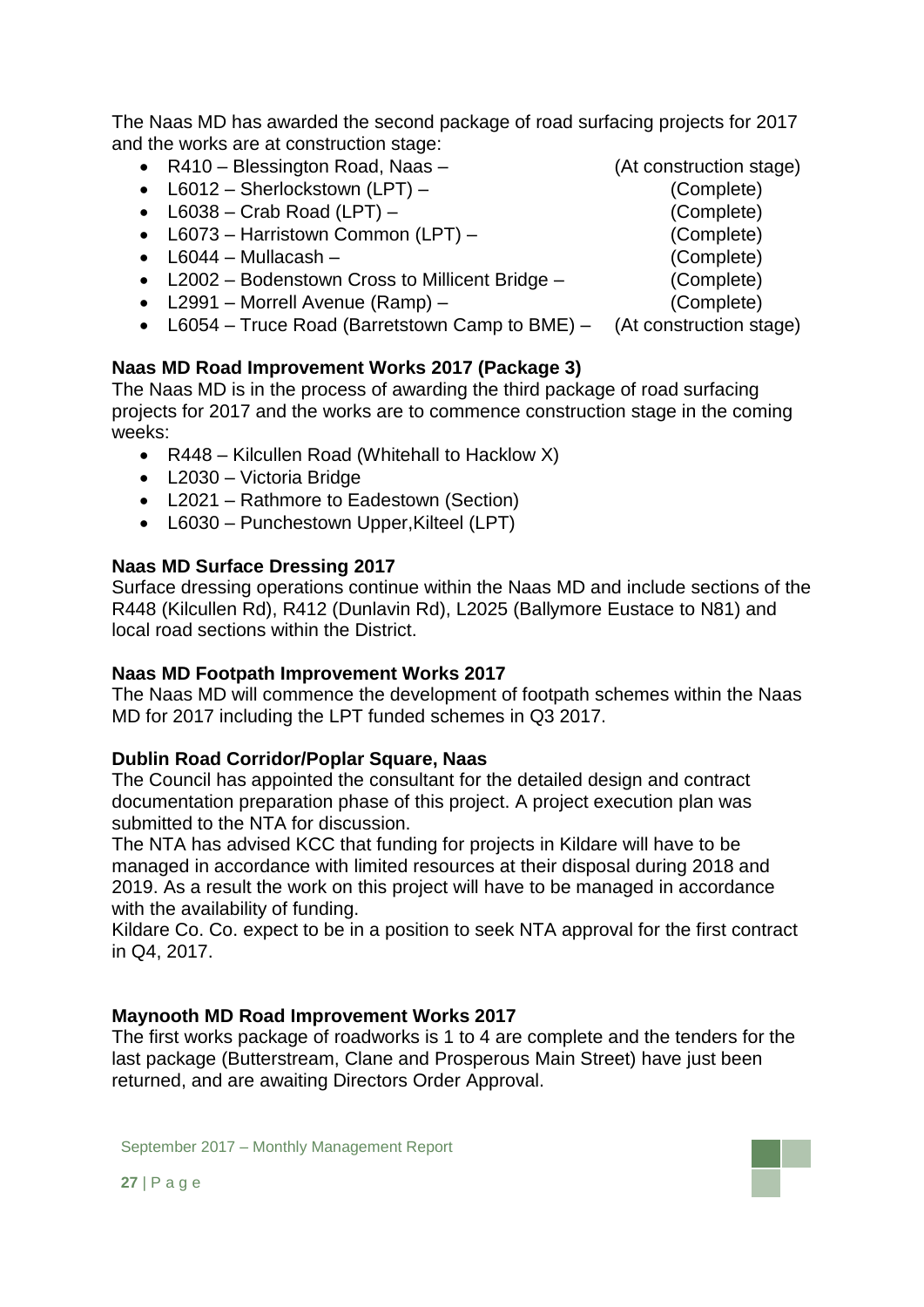The Naas MD has awarded the second package of road surfacing projects for 2017 and the works are at construction stage:

- R410 – Blessington Road, Naas – (At construction stage)
- L6012 – Sherlockstown (LPT) – (Complete)
- L6038 – Crab Road (LPT) – (Complete)
- L6073 – Harristown Common (LPT) – (Complete)
- L6044 – Mullacash – (Complete)
- L2002 – Bodenstown Cross to Millicent Bridge – (Complete)
- L2991 – Morrell Avenue (Ramp) – (Complete)
- L6054 – Truce Road (Barretstown Camp to BME) – (At construction stage)

**Naas MD Road Improvement Works 2017 (Package 3)**

The Naas MD is in the process of awarding the third package of road surfacing projects for 2017 and the works are to commence construction stage in the coming weeks:

- R448 – Kilcullen Road (Whitehall to Hacklow X)
- L2030 – Victoria Bridge
- L2021 – Rathmore to Eadestown (Section)
- L6030 – Punchestown Upper,Kilteel (LPT)

**Naas MD Surface Dressing 2017**

Surface dressing operations continue within the Naas MD and include sections of the R448 (Kilcullen Rd), R412 (Dunlavin Rd), L2025 (Ballymore Eustace to N81) and local road sections within the District.

**Naas MD Footpath Improvement Works 2017**

The Naas MD will commence the development of footpath schemes within the Naas MD for 2017 including the LPT funded schemes in Q3 2017.

**Dublin Road Corridor/Poplar Square, Naas**

The Council has appointed the consultant for the detailed design and contract documentation preparation phase of this project. A project execution plan was submitted to the NTA for discussion.

The NTA has advised KCC that funding for projects in Kildare will have to be managed in accordance with limited resources at their disposal during 2018 and 2019. As a result the work on this project will have to be managed in accordance with the availability of funding.

Kildare Co. Co. expect to be in a position to seek NTA approval for the first contract in Q4, 2017.

**Maynooth MD Road Improvement Works 2017**

The first works package of roadworks is 1 to 4 are complete and the tenders for the last package (Butterstream, Clane and Prosperous Main Street) have just been returned, and are awaiting Directors Order Approval.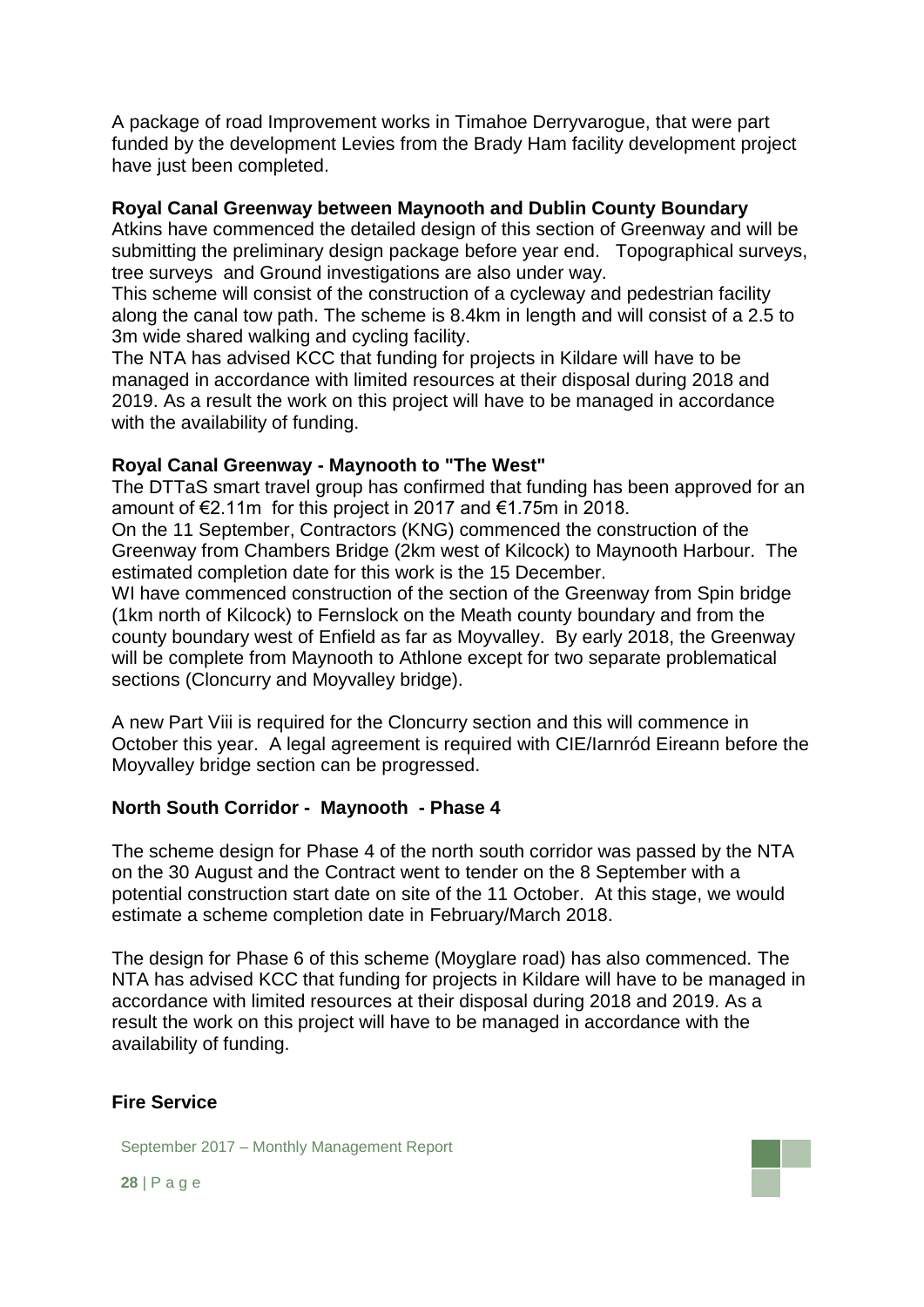A package of road Improvement works in Timahoe Derryvarogue, that were part funded by the development Levies from the Brady Ham facility development project have just been completed.

**Royal Canal Greenway between Maynooth and Dublin County Boundary**

Atkins have commenced the detailed design of this section of Greenway and will be submitting the preliminary design package before year end. Topographical surveys, tree surveys and Ground investigations are also under way.

This scheme will consist of the construction of a cycleway and pedestrian facility along the canal tow path. The scheme is 8.4km in length and will consist of a 2.5 to 3m wide shared walking and cycling facility.

The NTA has advised KCC that funding for projects in Kildare will have to be managed in accordance with limited resources at their disposal during 2018 and 2019. As a result the work on this project will have to be managed in accordance with the availability of funding.

**Royal Canal Greenway - Maynooth to "The West"**

The DTTaS smart travel group has confirmed that funding has been approved for an amount of €2.11m for this project in 2017 and €1.75m in 2018.

On the 11 September, Contractors (KNG) commenced the construction of the Greenway from Chambers Bridge (2km west of Kilcock) to Maynooth Harbour. The estimated completion date for this work is the 15 December.

WI have commenced construction of the section of the Greenway from Spin bridge (1km north of Kilcock) to Fernslock on the Meath county boundary and from the county boundary west of Enfield as far as Moyvalley. By early 2018, the Greenway will be complete from Maynooth to Athlone except for two separate problematical sections (Cloncurry and Moyvalley bridge).

A new Part Viii is required for the Cloncurry section and this will commence in October this year. A legal agreement is required with CIE/Iarnród Eireann before the Moyvalley bridge section can be progressed.

**North South Corridor - Maynooth - Phase 4**

The scheme design for Phase 4 of the north south corridor was passed by the NTA on the 30 August and the Contract went to tender on the 8 September with a potential construction start date on site of the 11 October. At this stage, we would estimate a scheme completion date in February/March 2018.

The design for Phase 6 of this scheme (Moyglare road) has also commenced. The NTA has advised KCC that funding for projects in Kildare will have to be managed in accordance with limited resources at their disposal during 2018 and 2019. As a result the work on this project will have to be managed in accordance with the availability of funding.

**Fire Service**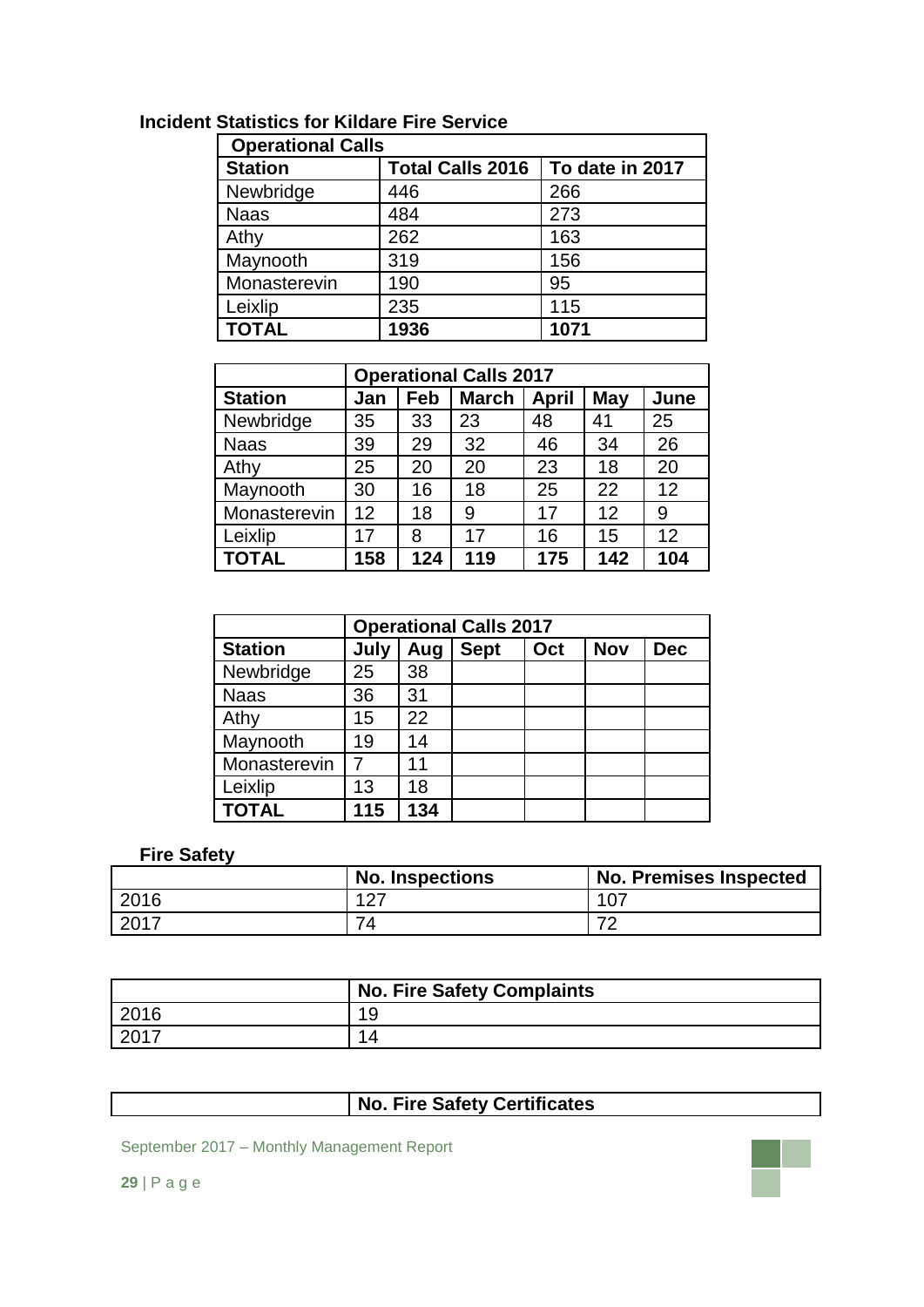**Incident Statistics for Kildare Fire Service**

| Operational Calls | | |
|---|---|---|
| **Station** | **Total Calls 2016** | **To date in 2017** |
| Newbridge | 446 | 266 |
| Naas | 484 | 273 |
| Athy | 262 | 163 |
| Maynooth | 319 | 156 |
| Monasterevin | 190 | 95 |
| Leixlip | 235 | 115 |
| **TOTAL** | **1936** | **1071** |

| | **Operational Calls 2017** | | | | | |
|---|---|---|---|---|---|---|
| **Station** | **Jan** | **Feb** | **March** | **April** | **May** | **June** |
| Newbridge | 35 | 33 | 23 | 48 | 41 | 25 |
| Naas | 39 | 29 | 32 | 46 | 34 | 26 |
| Athy | 25 | 20 | 20 | 23 | 18 | 20 |
| Maynooth | 30 | 16 | 18 | 25 | 22 | 12 |
| Monasterevin | 12 | 18 | 9 | 17 | 12 | 9 |
| Leixlip | 17 | 8 | 17 | 16 | 15 | 12 |
| **TOTAL** | **158** | **124** | **119** | **175** | **142** | **104** |

| | **Operational Calls 2017** | | | | | |
|---|---|---|---|---|---|---|
| **Station** | **July** | **Aug** | **Sept** | **Oct** | **Nov** | **Dec** |
| Newbridge | 25 | 38 | | | | |
| Naas | 36 | 31 | | | | |
| Athy | 15 | 22 | | | | |
| Maynooth | 19 | 14 | | | | |
| Monasterevin | 7 | 11 | | | | |
| Leixlip | 13 | 18 | | | | |
| **TOTAL** | **115** | **134** | | | | |

**Fire Safety**

| | **No. Inspections** | **No. Premises Inspected** |
|---|---|---|
| 2016 | 127 | 107 |
| 2017 | 74 | 72 |

| | **No. Fire Safety Complaints** |
|---|---|
| 2016 | 19 |
| 2017 | 14 |

| | **No. Fire Safety Certificates** |
|---|---|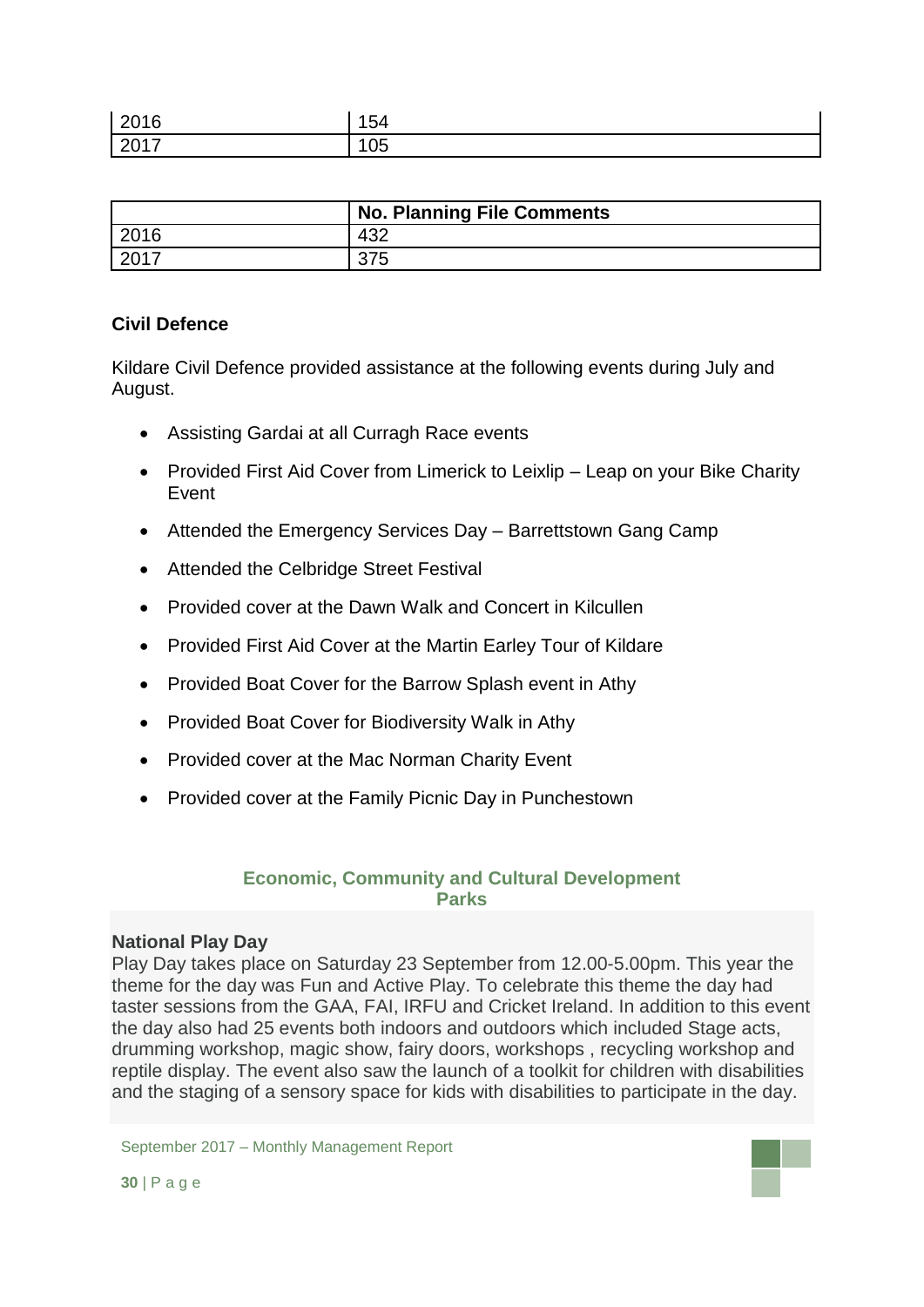| | |
|---|---|
| 2016 | 154 |
| 2017 | 105 |

| | No. Planning File Comments |
|---|---|
| 2016 | 432 |
| 2017 | 375 |

### Civil Defence

Kildare Civil Defence provided assistance at the following events during July and August.

- Assisting Gardai at all Curragh Race events
- Provided First Aid Cover from Limerick to Leixlip – Leap on your Bike Charity Event
- Attended the Emergency Services Day – Barrettstown Gang Camp
- Attended the Celbridge Street Festival
- Provided cover at the Dawn Walk and Concert in Kilcullen
- Provided First Aid Cover at the Martin Earley Tour of Kildare
- Provided Boat Cover for the Barrow Splash event in Athy
- Provided Boat Cover for Biodiversity Walk in Athy
- Provided cover at the Mac Norman Charity Event
- Provided cover at the Family Picnic Day in Punchestown

## Economic, Community and Cultural Development
## Parks

### National Play Day

Play Day takes place on Saturday 23 September from 12.00-5.00pm. This year the theme for the day was Fun and Active Play. To celebrate this theme the day had taster sessions from the GAA, FAI, IRFU and Cricket Ireland. In addition to this event the day also had 25 events both indoors and outdoors which included Stage acts, drumming workshop, magic show, fairy doors, workshops , recycling workshop and reptile display. The event also saw the launch of a toolkit for children with disabilities and the staging of a sensory space for kids with disabilities to participate in the day.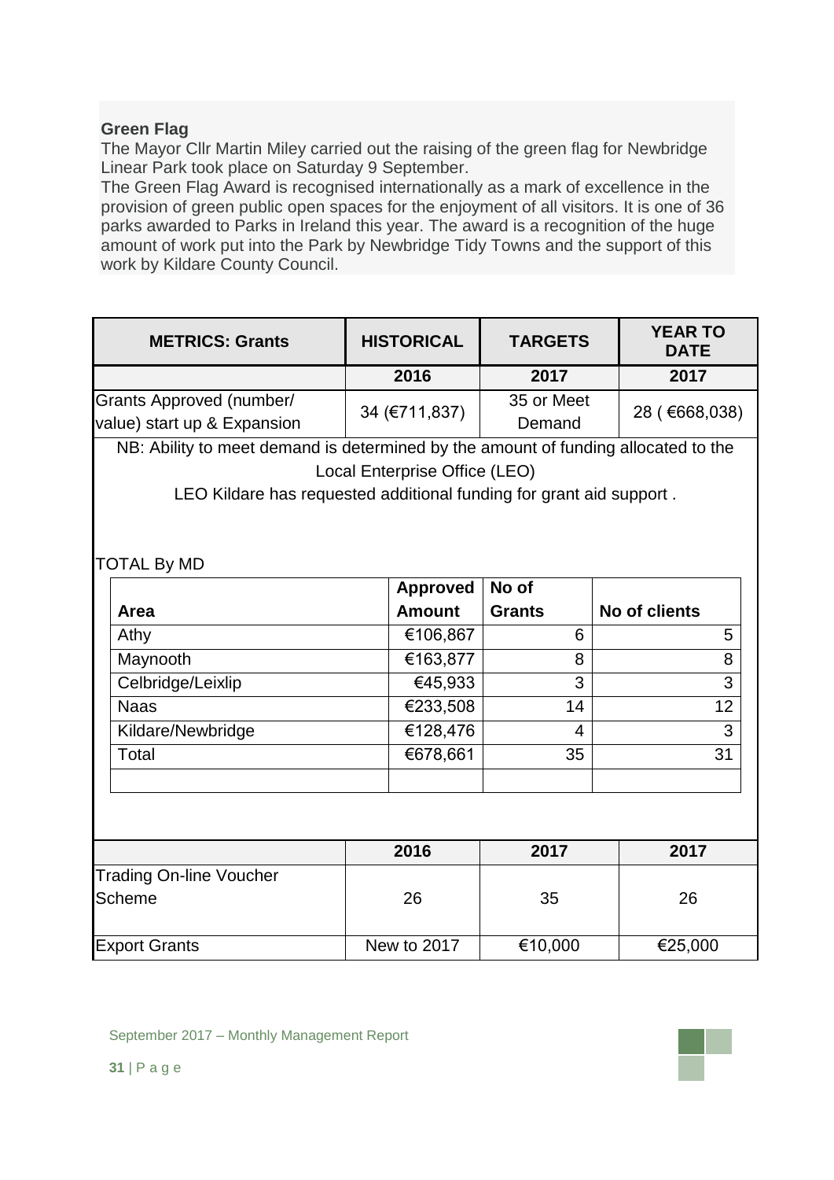**Green Flag**

The Mayor Cllr Martin Miley carried out the raising of the green flag for Newbridge Linear Park took place on Saturday 9 September.

The Green Flag Award is recognised internationally as a mark of excellence in the provision of green public open spaces for the enjoyment of all visitors. It is one of 36 parks awarded to Parks in Ireland this year. The award is a recognition of the huge amount of work put into the Park by Newbridge Tidy Towns and the support of this work by Kildare County Council.

| METRICS: Grants | HISTORICAL | TARGETS | YEAR TO DATE |
|---|---|---|---|
| | 2016 | 2017 | 2017 |
| Grants Approved (number/ value) start up & Expansion | 34 (€711,837) | 35 or Meet Demand | 28 ( €668,038) |

NB: Ability to meet demand is determined by the amount of funding allocated to the Local Enterprise Office (LEO)

LEO Kildare has requested additional funding for grant aid support .

TOTAL By MD

| Area | Approved Amount | No of Grants | No of clients |
|---|---|---|---|
| Athy | €106,867 | 6 | 5 |
| Maynooth | €163,877 | 8 | 8 |
| Celbridge/Leixlip | €45,933 | 3 | 3 |
| Naas | €233,508 | 14 | 12 |
| Kildare/Newbridge | €128,476 | 4 | 3 |
| Total | €678,661 | 35 | 31 |
| | | | |

| | 2016 | 2017 | 2017 |
|---|---|---|---|
| Trading On-line Voucher Scheme | 26 | 35 | 26 |
| Export Grants | New to 2017 | €10,000 | €25,000 |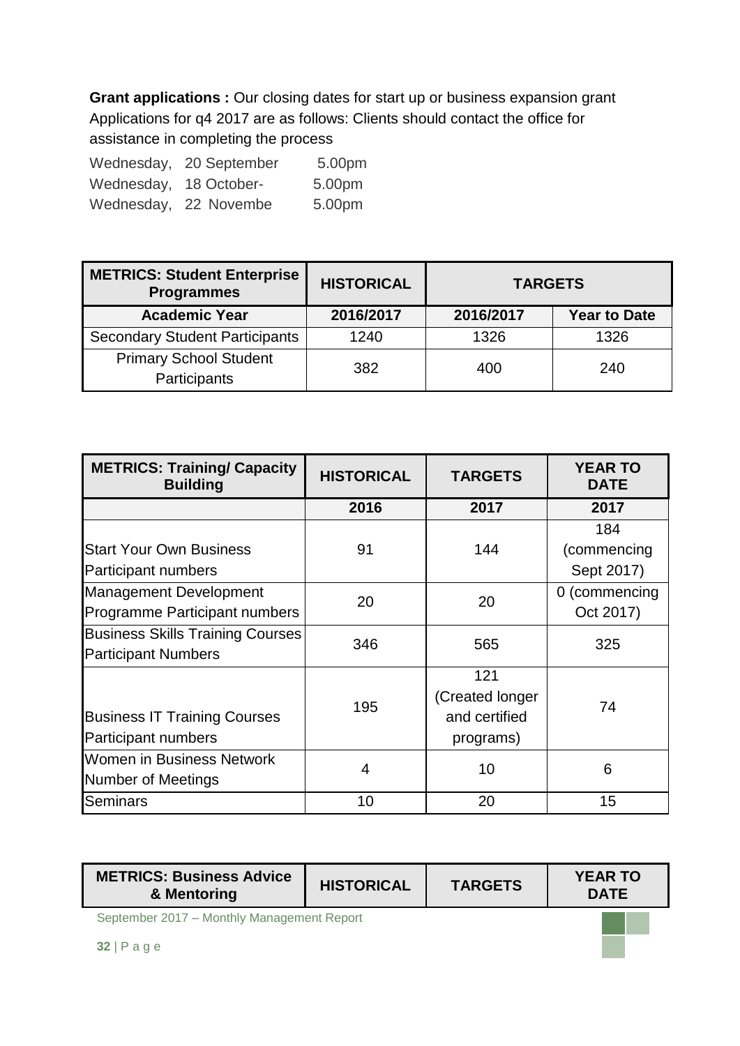**Grant applications :** Our closing dates for start up or business expansion grant Applications for q4 2017 are as follows: Clients should contact the office for assistance in completing the process

Wednesday, 20 September 5.00pm
Wednesday, 18 October- 5.00pm
Wednesday, 22 Novembe 5.00pm

| **METRICS: Student Enterprise Programmes** | **HISTORICAL** | **TARGETS** | |
|---|---|---|---|
| **Academic Year** | **2016/2017** | **2016/2017** | **Year to Date** |
| Secondary Student Participants | 1240 | 1326 | 1326 |
| Primary School Student Participants | 382 | 400 | 240 |

| **METRICS: Training/ Capacity Building** | **HISTORICAL** | **TARGETS** | **YEAR TO DATE** |
|---|---|---|---|
| | **2016** | **2017** | **2017** |
| Start Your Own Business Participant numbers | 91 | 144 | 184 (commencing Sept 2017) |
| Management Development Programme Participant numbers | 20 | 20 | 0 (commencing Oct 2017) |
| Business Skills Training Courses Participant Numbers | 346 | 565 | 325 |
| Business IT Training Courses Participant numbers | 195 | 121 (Created longer and certified programs) | 74 |
| Women in Business Network Number of Meetings | 4 | 10 | 6 |
| Seminars | 10 | 20 | 15 |

| **METRICS: Business Advice & Mentoring** | **HISTORICAL** | **TARGETS** | **YEAR TO DATE** |
|---|---|---|---|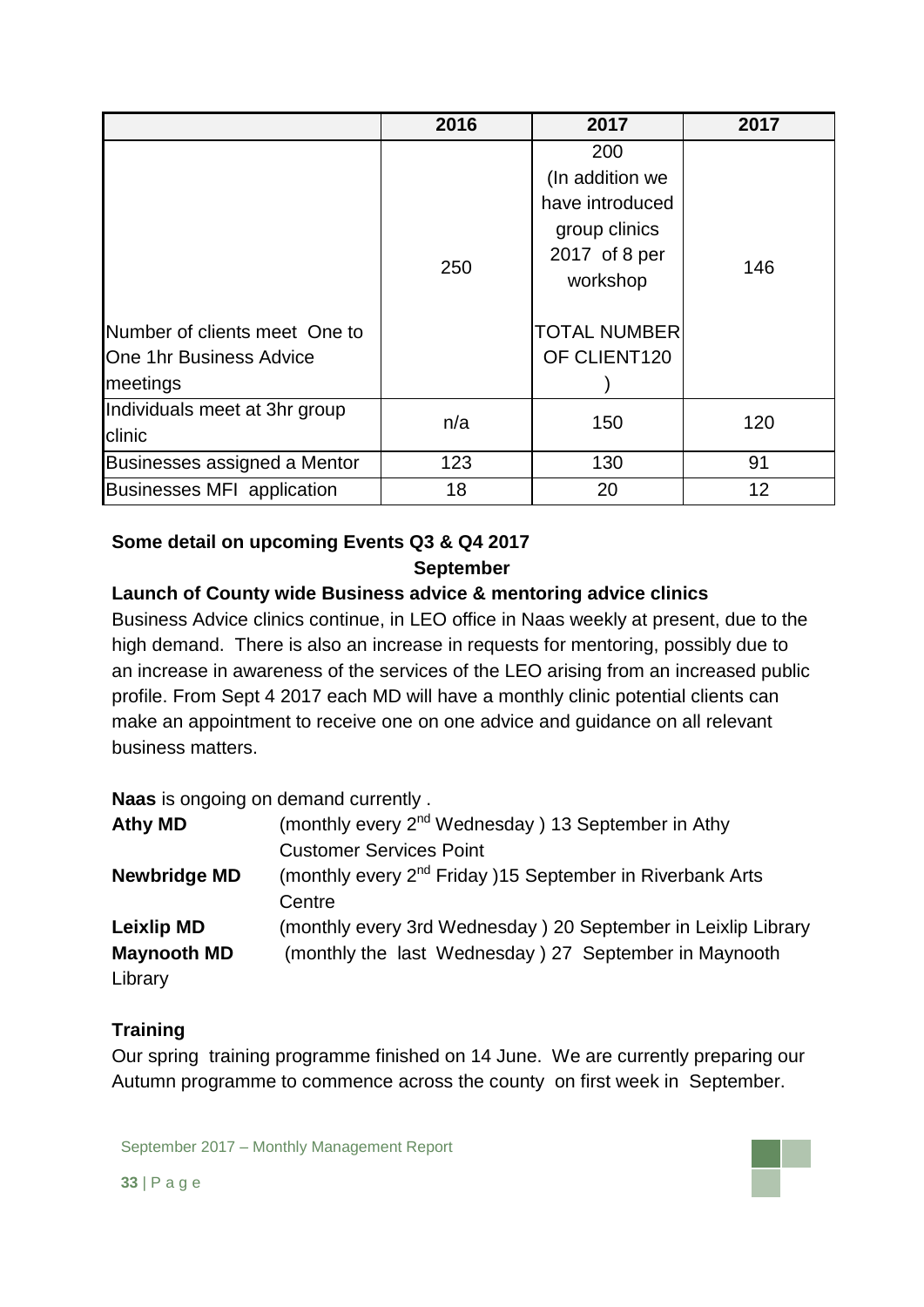| | 2016 | 2017 | 2017 |
|---|---|---|---|
| Number of clients meet One to One 1hr Business Advice meetings | 250 | 200 (In addition we have introduced group clinics 2017 of 8 per workshop TOTAL NUMBER OF CLIENT120 ) | 146 |
| Individuals meet at 3hr group clinic | n/a | 150 | 120 |
| Businesses assigned a Mentor | 123 | 130 | 91 |
| Businesses MFI application | 18 | 20 | 12 |

**Some detail on upcoming Events Q3 & Q4 2017**

**September**

**Launch of County wide Business advice & mentoring advice clinics**

Business Advice clinics continue, in LEO office in Naas weekly at present, due to the high demand. There is also an increase in requests for mentoring, possibly due to an increase in awareness of the services of the LEO arising from an increased public profile. From Sept 4 2017 each MD will have a monthly clinic potential clients can make an appointment to receive one on one advice and guidance on all relevant business matters.

**Naas** is ongoing on demand currently .

**Athy MD** (monthly every 2nd Wednesday ) 13 September in Athy Customer Services Point

**Newbridge MD** (monthly every 2nd Friday )15 September in Riverbank Arts Centre

**Leixlip MD** (monthly every 3rd Wednesday ) 20 September in Leixlip Library

**Maynooth MD** (monthly the last Wednesday ) 27 September in Maynooth Library

**Training**

Our spring training programme finished on 14 June. We are currently preparing our Autumn programme to commence across the county on first week in September.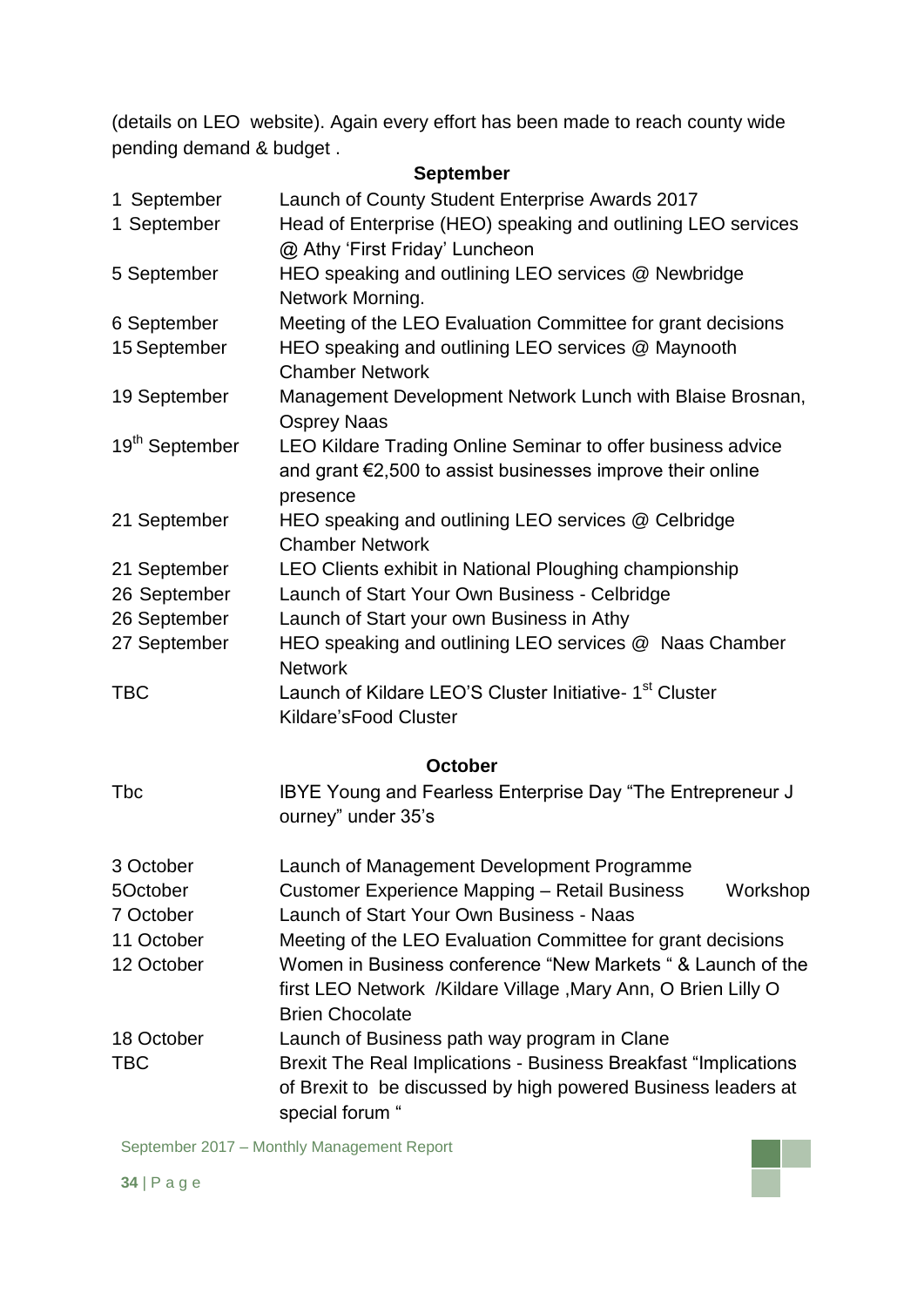(details on LEO website). Again every effort has been made to reach county wide pending demand & budget .

**September**

| | |
|---|---|
| 1 September | Launch of County Student Enterprise Awards 2017 |
| 1 September | Head of Enterprise (HEO) speaking and outlining LEO services @ Athy 'First Friday' Luncheon |
| 5 September | HEO speaking and outlining LEO services @ Newbridge Network Morning. |
| 6 September | Meeting of the LEO Evaluation Committee for grant decisions |
| 15 September | HEO speaking and outlining LEO services @ Maynooth Chamber Network |
| 19 September | Management Development Network Lunch with Blaise Brosnan, Osprey Naas |
| 19th September | LEO Kildare Trading Online Seminar to offer business advice and grant €2,500 to assist businesses improve their online presence |
| 21 September | HEO speaking and outlining LEO services @ Celbridge Chamber Network |
| 21 September | LEO Clients exhibit in National Ploughing championship |
| 26 September | Launch of Start Your Own Business - Celbridge |
| 26 September | Launch of Start your own Business in Athy |
| 27 September | HEO speaking and outlining LEO services @ Naas Chamber Network |
| TBC | Launch of Kildare LEO'S Cluster Initiative- 1st Cluster Kildare'sFood Cluster |

**October**

| | |
|---|---|
| Tbc | IBYE Young and Fearless Enterprise Day "The Entrepreneur J ourney" under 35's |
| 3 October | Launch of Management Development Programme |
| 5October | Customer Experience Mapping – Retail Business Workshop |
| 7 October | Launch of Start Your Own Business - Naas |
| 11 October | Meeting of the LEO Evaluation Committee for grant decisions |
| 12 October | Women in Business conference "New Markets " & Launch of the first LEO Network /Kildare Village ,Mary Ann, O Brien Lilly O Brien Chocolate |
| 18 October | Launch of Business path way program in Clane |
| TBC | Brexit The Real Implications - Business Breakfast "Implications of Brexit to be discussed by high powered Business leaders at special forum " |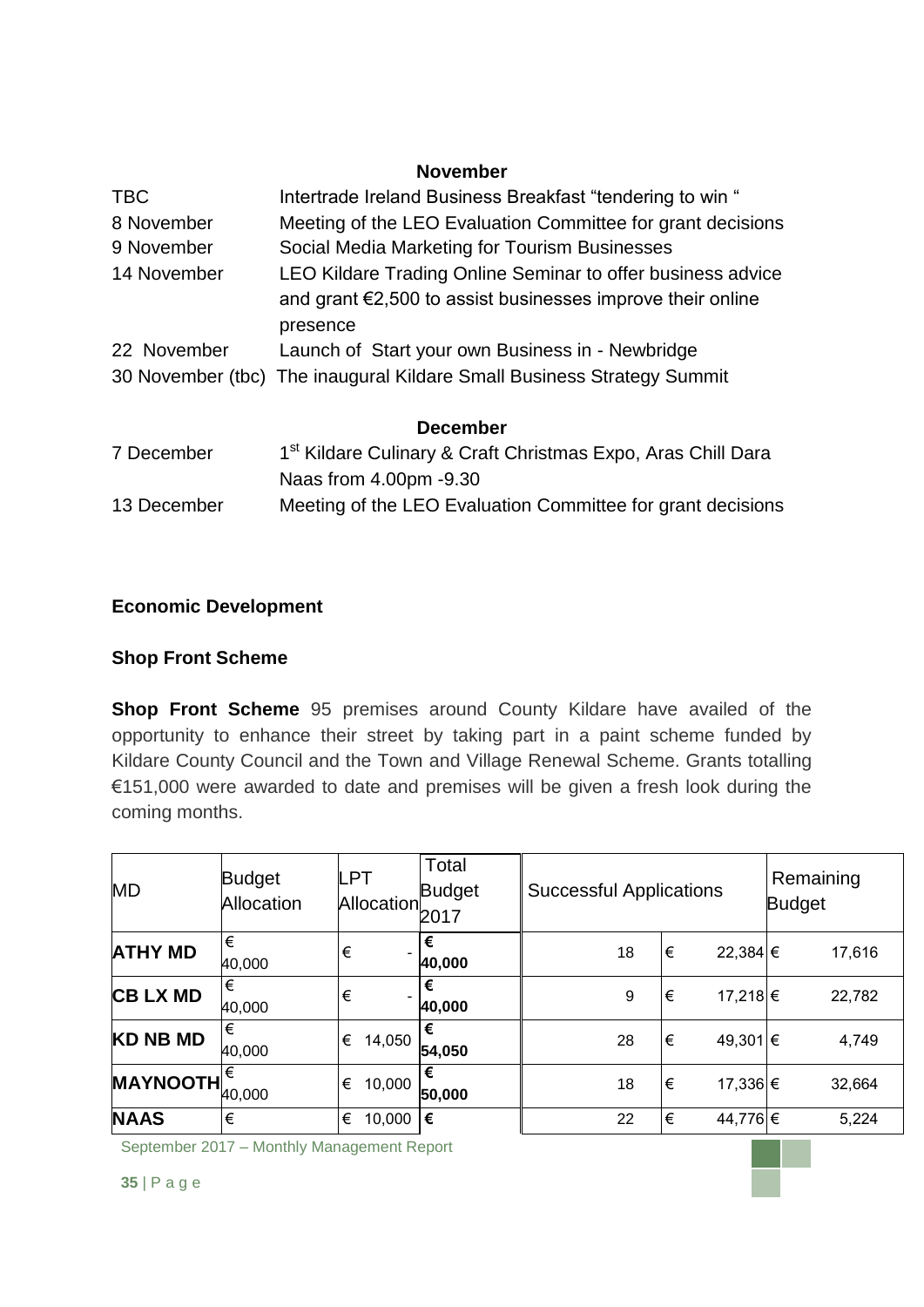**November**

| | |
|---|---|
| TBC | Intertrade Ireland Business Breakfast "tendering to win " |
| 8 November | Meeting of the LEO Evaluation Committee for grant decisions |
| 9 November | Social Media Marketing for Tourism Businesses |
| 14 November | LEO Kildare Trading Online Seminar to offer business advice and grant €2,500 to assist businesses improve their online presence |
| 22 November | Launch of Start your own Business in - Newbridge |
| 30 November (tbc) | The inaugural Kildare Small Business Strategy Summit |

**December**

| | |
|---|---|
| 7 December | 1st Kildare Culinary & Craft Christmas Expo, Aras Chill Dara Naas from 4.00pm -9.30 |
| 13 December | Meeting of the LEO Evaluation Committee for grant decisions |

## Economic Development

### Shop Front Scheme

**Shop Front Scheme** 95 premises around County Kildare have availed of the opportunity to enhance their street by taking part in a paint scheme funded by Kildare County Council and the Town and Village Renewal Scheme. Grants totalling €151,000 were awarded to date and premises will be given a fresh look during the coming months.

| MD | Budget Allocation | LPT Allocation | Total Budget 2017 | Successful Applications | | Remaining Budget |
|---|---|---|---|---|---|---|
| **ATHY MD** | € 40,000 | € - | **€ 40,000** | 18 | € 22,384 | € 17,616 |
| **CB LX MD** | € 40,000 | € - | **€ 40,000** | 9 | € 17,218 | € 22,782 |
| **KD NB MD** | € 40,000 | € 14,050 | **€ 54,050** | 28 | € 49,301 | € 4,749 |
| **MAYNOOTH** | € 40,000 | € 10,000 | **€ 50,000** | 18 | € 17,336 | € 32,664 |
| **NAAS** | € | € 10,000 | **€** | 22 | € 44,776 | € 5,224 |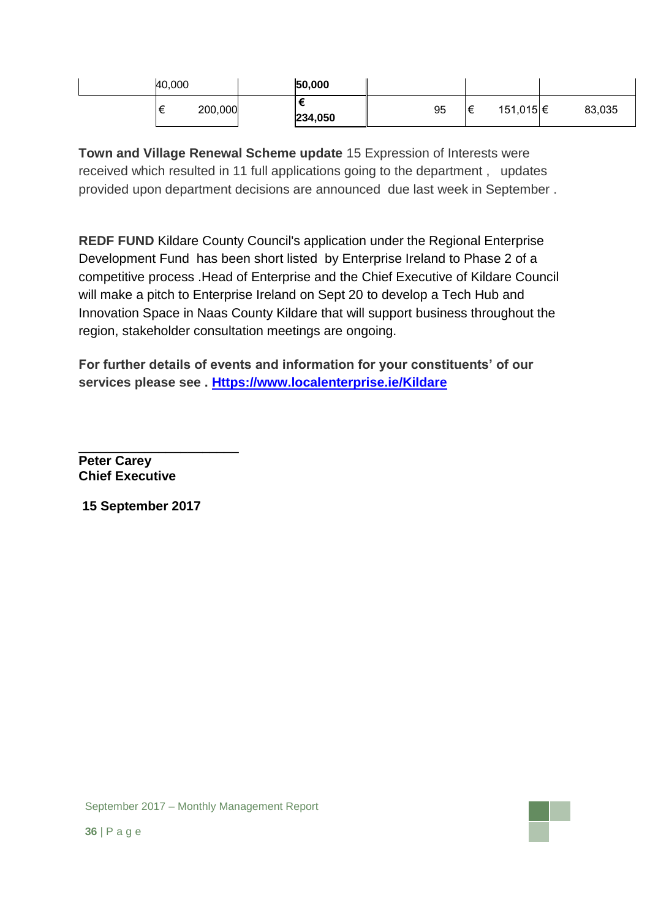| | | | | | |
|---|---|---|---|---|---|
| | 40,000 | **50,000** | | | |
| | € 200,000 | **€ 234,050** | 95 | € 151,015 | € 83,035 |

**Town and Village Renewal Scheme update** 15 Expression of Interests were received which resulted in 11 full applications going to the department , updates provided upon department decisions are announced due last week in September .

**REDF FUND** Kildare County Council's application under the Regional Enterprise Development Fund has been short listed by Enterprise Ireland to Phase 2 of a competitive process .Head of Enterprise and the Chief Executive of Kildare Council will make a pitch to Enterprise Ireland on Sept 20 to develop a Tech Hub and Innovation Space in Naas County Kildare that will support business throughout the region, stakeholder consultation meetings are ongoing.

**For further details of events and information for your constituents' of our services please see . [Https://www.localenterprise.ie/Kildare](Https://www.localenterprise.ie/Kildare)**

______________________

**Peter Carey**
**Chief Executive**

**15 September 2017**